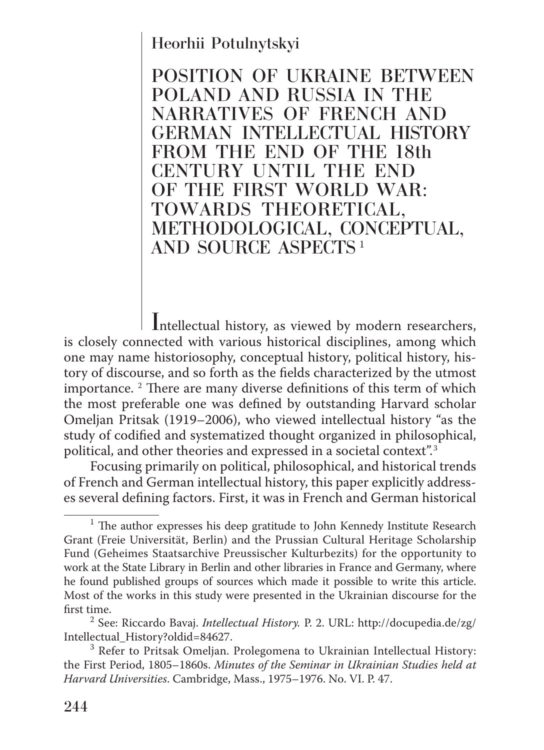Heorhii Potulnytskyi

# POSITION OF UKRAINE BETWEEN POLAND AND RUSSIA IN THE NARRATIVES OF FRENCH AND GERMAN INTELLECTUAL HISTORY FROM THE END OF THE 18th CENTURY UNTIL THE END OF THE FIRST WORLD WAR: TOWARDS THEORETICAL, METHODOLOGICAL, CONCEPTUAL, AND SOURCE ASPECTS [1]

Intellectual history, as viewed by modern researchers, is closely connected with various historical disciplines, among which one may name historiosophy, conceptual history, political history, history of discourse, and so forth as the fields characterized by the utmost importance. [2] There are many diverse definitions of this term of which the most preferable one was defined by outstanding Harvard scholar Omeljan Pritsak (1919–2006), who viewed intellectual history "as the study of codified and systematized thought organized in philosophical, political, and other theories and expressed in a societal context".[3]

Focusing primarily on political, philosophical, and historical trends of French and German intellectual history, this paper explicitly addresses several defining factors. First, it was in French and German historical

---

[1] The author expresses his deep gratitude to John Kennedy Institute Research Grant (Freie Universität, Berlin) and the Prussian Cultural Heritage Scholarship Fund (Geheimes Staatsarchive Preussischer Kulturbezits) for the opportunity to work at the State Library in Berlin and other libraries in France and Germany, where he found published groups of sources which made it possible to write this article. Most of the works in this study were presented in the Ukrainian discourse for the first time.

[2] See: Riccardo Bavaj. *Intellectual History.* P. 2. URL: http://docupedia.de/zg/Intellectual_History?oldid=84627.

[3] Refer to Pritsak Omeljan. Prolegomena to Ukrainian Intellectual History: the First Period, 1805–1860s. *Minutes of the Seminar in Ukrainian Studies held at Harvard Universities*. Cambridge, Mass., 1975–1976. No. VI. P. 47.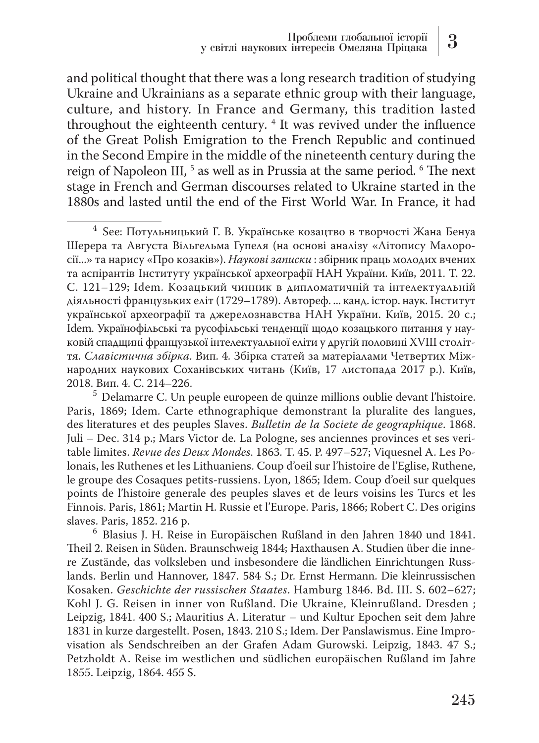and political thought that there was a long research tradition of studying Ukraine and Ukrainians as a separate ethnic group with their language, culture, and history. In France and Germany, this tradition lasted throughout the eighteenth century. [4] It was revived under the influence of the Great Polish Emigration to the French Republic and continued in the Second Empire in the middle of the nineteenth century during the reign of Napoleon III, [5] as well as in Prussia at the same period. [6] The next stage in French and German discourses related to Ukraine started in the 1880s and lasted until the end of the First World War. In France, it had

---

[4] See: Потульницький Г. В. Українське козацтво в творчості Жана Бенуа Шерера та Августа Вільгельма Гупеля (на основі аналізу «Літопису Малоросії...» та нарису «Про козаків»). *Наукові записки* : збірник праць молодих вчених та аспірантів Інституту української археографії НАН України. Київ, 2011. Т. 22. С. 121–129; Idem. Козацький чинник в дипломатичній та інтелектуальній діяльності французьких еліт (1729–1789). Автореф. ... канд. істор. наук. Інститут української археографії та джерелознавства НАН України. Київ, 2015. 20 с.; Idem. Українофільські та русофільські тенденції щодо козацького питання у науковій спадщині французької інтелектуальної еліти у другій половині XVIII століття. *Славістична збірка*. Вип. 4. Збірка статей за матеріалами Четвертих Міжнародних наукових Соханівських читань (Київ, 17 листопада 2017 р.). Київ, 2018. Вип. 4. С. 214–226.

[5] Delamarre C. Un peuple europeen de quinze millions oublie devant l'histoire. Paris, 1869; Idem. Carte ethnographique demonstrant la pluralite des langues, des literatures et des peuples Slaves. *Bulletin de la Societe de geographique*. 1868. Juli – Dec. 314 p.; Mars Victor de. La Pologne, ses anciennes provinces et ses veritable limites. *Revue des Deux Mondes*. 1863. T. 45. P. 497–527; Viquesnel A. Les Polonais, les Ruthenes et les Lithuaniens. Coup d'oeil sur l'histoire de l'Eglise, Ruthene, le groupe des Cosaques petits-russiens. Lyon, 1865; Idem. Coup d'oeil sur quelques points de l'histoire generale des peuples slaves et de leurs voisins les Turcs et les Finnois. Paris, 1861; Martin H. Russie et l'Europe. Paris, 1866; Robert C. Des origins slaves. Paris, 1852. 216 p.

[6] Blasius J. H. Reise in Europäischen Rußland in den Jahren 1840 und 1841. Theil 2. Reisen in Süden. Braunschweig 1844; Haxthausen A. Studien über die innere Zustände, das volksleben und insbesondere die ländlichen Einrichtungen Russlands. Berlin und Hannover, 1847. 584 S.; Dr. Ernst Hermann. Die kleinrussischen Kosaken. *Geschichte der russischen Staates*. Hamburg 1846. Bd. III. S. 602–627; Kohl J. G. Reisen in inner von Rußland. Die Ukraine, Kleinrußland. Dresden ; Leipzig, 1841. 400 S.; Mauritius A. Literatur – und Kultur Epochen seit dem Jahre 1831 in kurze dargestellt. Posen, 1843. 210 S.; Idem. Der Panslawismus. Eine Improvisation als Sendschreiben an der Grafen Adam Gurowski. Leipzig, 1843. 47 S.; Petzholdt A. Reise im westlichen und südlichen europäischen Rußland im Jahre 1855. Leipzig, 1864. 455 S.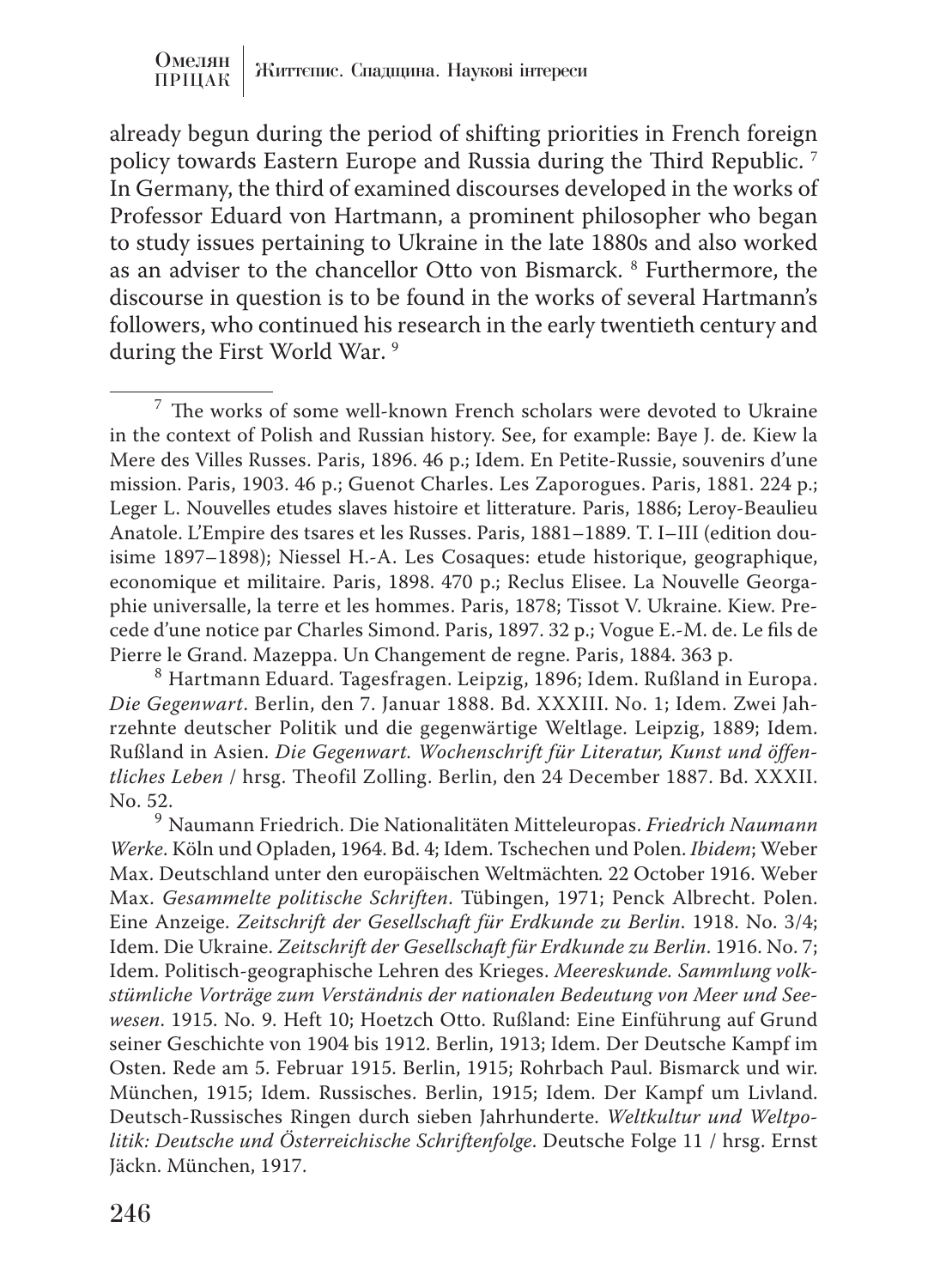already begun during the period of shifting priorities in French foreign policy towards Eastern Europe and Russia during the Third Republic. [7] In Germany, the third of examined discourses developed in the works of Professor Eduard von Hartmann, a prominent philosopher who began to study issues pertaining to Ukraine in the late 1880s and also worked as an adviser to the chancellor Otto von Bismarck. [8] Furthermore, the discourse in question is to be found in the works of several Hartmann's followers, who continued his research in the early twentieth century and during the First World War. [9]

---

[7] The works of some well-known French scholars were devoted to Ukraine in the context of Polish and Russian history. See, for example: Baye J. de. Kiew la Mere des Villes Russes. Paris, 1896. 46 p.; Idem. En Petite-Russie, souvenirs d'une mission. Paris, 1903. 46 p.; Guenot Charles. Les Zaporogues. Paris, 1881. 224 p.; Leger L. Nouvelles etudes slaves histoire et litterature. Paris, 1886; Leroy-Beaulieu Anatole. L'Empire des tsares et les Russes. Paris, 1881–1889. T. I–III (edition douisime 1897–1898); Niessel H.-A. Les Cosaques: etude historique, geographique, economique et militaire. Paris, 1898. 470 p.; Reclus Elisee. La Nouvelle Georgaphie universalle, la terre et les hommes. Paris, 1878; Tissot V. Ukraine. Kiew. Precede d'une notice par Charles Simond. Paris, 1897. 32 p.; Vogue E.-M. de. Le fils de Pierre le Grand. Mazeppa. Un Changement de regne. Paris, 1884. 363 p.

[8] Hartmann Eduard. Tagesfragen. Leipzig, 1896; Idem. Rußland in Europa. *Die Gegenwart*. Berlin, den 7. Januar 1888. Bd. XXXIII. No. 1; Idem. Zwei Jahrzehnte deutscher Politik und die gegenwärtige Weltlage. Leipzig, 1889; Idem. Rußland in Asien. *Die Gegenwart. Wochenschrift für Literatur, Kunst und öffentliches Leben* / hrsg. Theofil Zolling. Berlin, den 24 December 1887. Bd. XXXII. No. 52.

[9] Naumann Friedrich. Die Nationalitäten Mitteleuropas. *Friedrich Naumann Werke*. Köln und Opladen, 1964. Bd. 4; Idem. Tschechen und Polen. *Ibidem*; Weber Max. Deutschland unter den europäischen Weltmächten. 22 October 1916. Weber Max. *Gesammelte politische Schriften*. Tübingen, 1971; Penck Albrecht. Polen. Eine Anzeige. *Zeitschrift der Gesellschaft für Erdkunde zu Berlin*. 1918. No. 3/4; Idem. Die Ukraine. *Zeitschrift der Gesellschaft für Erdkunde zu Berlin*. 1916. No. 7; Idem. Politisch-geographische Lehren des Krieges. *Meereskunde. Sammlung volkstümliche Vorträge zum Verständnis der nationalen Bedeutung von Meer und Seewesen*. 1915. No. 9. Heft 10; Hoetzch Otto. Rußland: Eine Einführung auf Grund seiner Geschichte von 1904 bis 1912. Berlin, 1913; Idem. Der Deutsche Kampf im Osten. Rede am 5. Februar 1915. Berlin, 1915; Rohrbach Paul. Bismarck und wir. München, 1915; Idem. Russisches. Berlin, 1915; Idem. Der Kampf um Livland. Deutsch-Russisches Ringen durch sieben Jahrhunderte. *Weltkultur und Weltpolitik: Deutsche und Österreichische Schriftenfolge*. Deutsche Folge 11 / hrsg. Ernst Jäckn. München, 1917.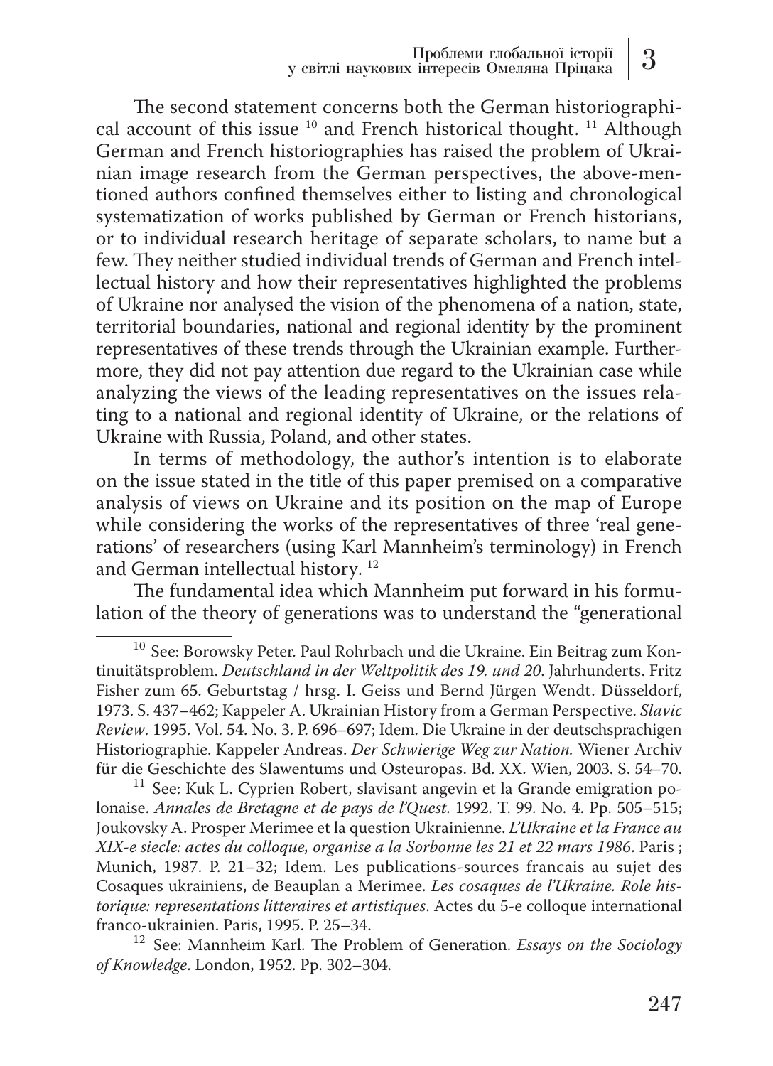The second statement concerns both the German historiographical account of this issue [10] and French historical thought. [11] Although German and French historiographies has raised the problem of Ukrainian image research from the German perspectives, the above-mentioned authors confined themselves either to listing and chronological systematization of works published by German or French historians, or to individual research heritage of separate scholars, to name but a few. They neither studied individual trends of German and French intellectual history and how their representatives highlighted the problems of Ukraine nor analysed the vision of the phenomena of a nation, state, territorial boundaries, national and regional identity by the prominent representatives of these trends through the Ukrainian example. Furthermore, they did not pay attention due regard to the Ukrainian case while analyzing the views of the leading representatives on the issues relating to a national and regional identity of Ukraine, or the relations of Ukraine with Russia, Poland, and other states.

In terms of methodology, the author's intention is to elaborate on the issue stated in the title of this paper premised on a comparative analysis of views on Ukraine and its position on the map of Europe while considering the works of the representatives of three 'real generations' of researchers (using Karl Mannheim's terminology) in French and German intellectual history. [12]

The fundamental idea which Mannheim put forward in his formulation of the theory of generations was to understand the "generational

---

[10] See: Borowsky Peter. Paul Rohrbach und die Ukraine. Ein Beitrag zum Kontinuitätsproblem. *Deutschland in der Weltpolitik des 19. und 20*. Jahrhunderts. Fritz Fisher zum 65. Geburtstag / hrsg. I. Geiss und Bernd Jürgen Wendt. Düsseldorf, 1973. S. 437–462; Kappeler A. Ukrainian History from a German Perspective. *Slavic Review*. 1995. Vol. 54. No. 3. P. 696–697; Idem. Die Ukraine in der deutschsprachigen Historiographie. Kappeler Andreas. *Der Schwierige Weg zur Nation.* Wiener Archiv für die Geschichte des Slawentums und Osteuropas. Bd. XX. Wien, 2003. S. 54–70.

[11] See: Kuk L. Cyprien Robert, slavisant angevin et la Grande emigration polonaise. *Annales de Bretagne et de pays de l'Quest.* 1992. T. 99. No. 4. Pp. 505–515; Joukovsky A. Prosper Merimee et la question Ukrainienne. *L'Ukraine et la France au XIX-e siecle: actes du colloque, organise a la Sorbonne les 21 et 22 mars 1986*. Paris ; Munich, 1987. P. 21–32; Idem. Les publications-sources francais au sujet des Cosaques ukrainiens, de Beauplan a Merimee. *Les cosaques de l'Ukraine. Role historique: representations litteraires et artistiques*. Actes du 5-e colloque international franco-ukrainien. Paris, 1995. P. 25–34.

[12] See: Mannheim Karl. The Problem of Generation. *Essays on the Sociology of Knowledge*. London, 1952. Pp. 302–304.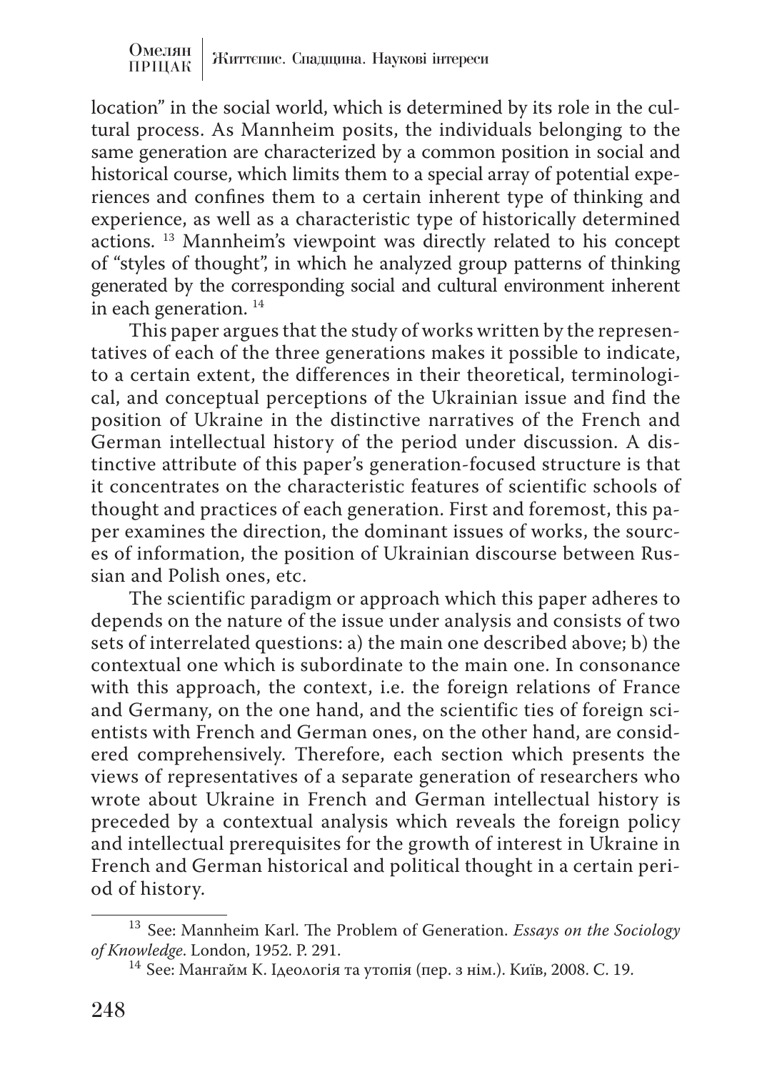location" in the social world, which is determined by its role in the cultural process. As Mannheim posits, the individuals belonging to the same generation are characterized by a common position in social and historical course, which limits them to a special array of potential experiences and confines them to a certain inherent type of thinking and experience, as well as a characteristic type of historically determined actions. [13] Mannheim's viewpoint was directly related to his concept of "styles of thought", in which he analyzed group patterns of thinking generated by the corresponding social and cultural environment inherent in each generation. [14]

This paper argues that the study of works written by the representatives of each of the three generations makes it possible to indicate, to a certain extent, the differences in their theoretical, terminological, and conceptual perceptions of the Ukrainian issue and find the position of Ukraine in the distinctive narratives of the French and German intellectual history of the period under discussion. A distinctive attribute of this paper's generation-focused structure is that it concentrates on the characteristic features of scientific schools of thought and practices of each generation. First and foremost, this paper examines the direction, the dominant issues of works, the sources of information, the position of Ukrainian discourse between Russian and Polish ones, etc.

The scientific paradigm or approach which this paper adheres to depends on the nature of the issue under analysis and consists of two sets of interrelated questions: a) the main one described above; b) the contextual one which is subordinate to the main one. In consonance with this approach, the context, i.e. the foreign relations of France and Germany, on the one hand, and the scientific ties of foreign scientists with French and German ones, on the other hand, are considered comprehensively. Therefore, each section which presents the views of representatives of a separate generation of researchers who wrote about Ukraine in French and German intellectual history is preceded by a contextual analysis which reveals the foreign policy and intellectual prerequisites for the growth of interest in Ukraine in French and German historical and political thought in a certain period of history.

---

[13] See: Mannheim Karl. The Problem of Generation. *Essays on the Sociology of Knowledge*. London, 1952. P. 291.

[14] See: Мангайм К. Ідеологія та утопія (пер. з нім.). Київ, 2008. С. 19.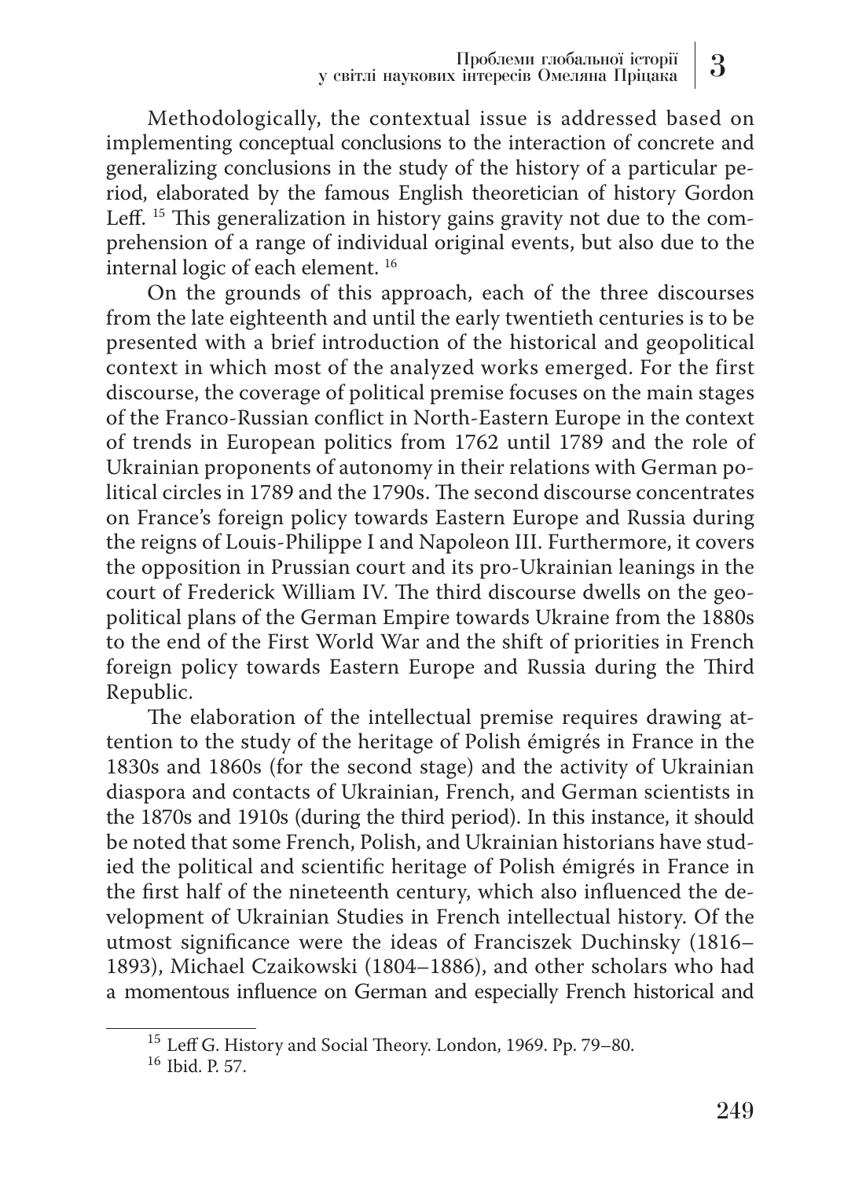Methodologically, the contextual issue is addressed based on implementing conceptual conclusions to the interaction of concrete and generalizing conclusions in the study of the history of a particular period, elaborated by the famous English theoretician of history Gordon Leff. [15] This generalization in history gains gravity not due to the comprehension of a range of individual original events, but also due to the internal logic of each element. [16]

On the grounds of this approach, each of the three discourses from the late eighteenth and until the early twentieth centuries is to be presented with a brief introduction of the historical and geopolitical context in which most of the analyzed works emerged. For the first discourse, the coverage of political premise focuses on the main stages of the Franco-Russian conflict in North-Eastern Europe in the context of trends in European politics from 1762 until 1789 and the role of Ukrainian proponents of autonomy in their relations with German political circles in 1789 and the 1790s. The second discourse concentrates on France's foreign policy towards Eastern Europe and Russia during the reigns of Louis-Philippe I and Napoleon III. Furthermore, it covers the opposition in Prussian court and its pro-Ukrainian leanings in the court of Frederick William IV. The third discourse dwells on the geopolitical plans of the German Empire towards Ukraine from the 1880s to the end of the First World War and the shift of priorities in French foreign policy towards Eastern Europe and Russia during the Third Republic.

The elaboration of the intellectual premise requires drawing attention to the study of the heritage of Polish émigrés in France in the 1830s and 1860s (for the second stage) and the activity of Ukrainian diaspora and contacts of Ukrainian, French, and German scientists in the 1870s and 1910s (during the third period). In this instance, it should be noted that some French, Polish, and Ukrainian historians have studied the political and scientific heritage of Polish émigrés in France in the first half of the nineteenth century, which also influenced the development of Ukrainian Studies in French intellectual history. Of the utmost significance were the ideas of Franciszek Duchinsky (1816–1893), Michael Czaikowski (1804–1886), and other scholars who had a momentous influence on German and especially French historical and

---

[15] Leff G. History and Social Theory. London, 1969. Pp. 79–80.

[16] Ibid. P. 57.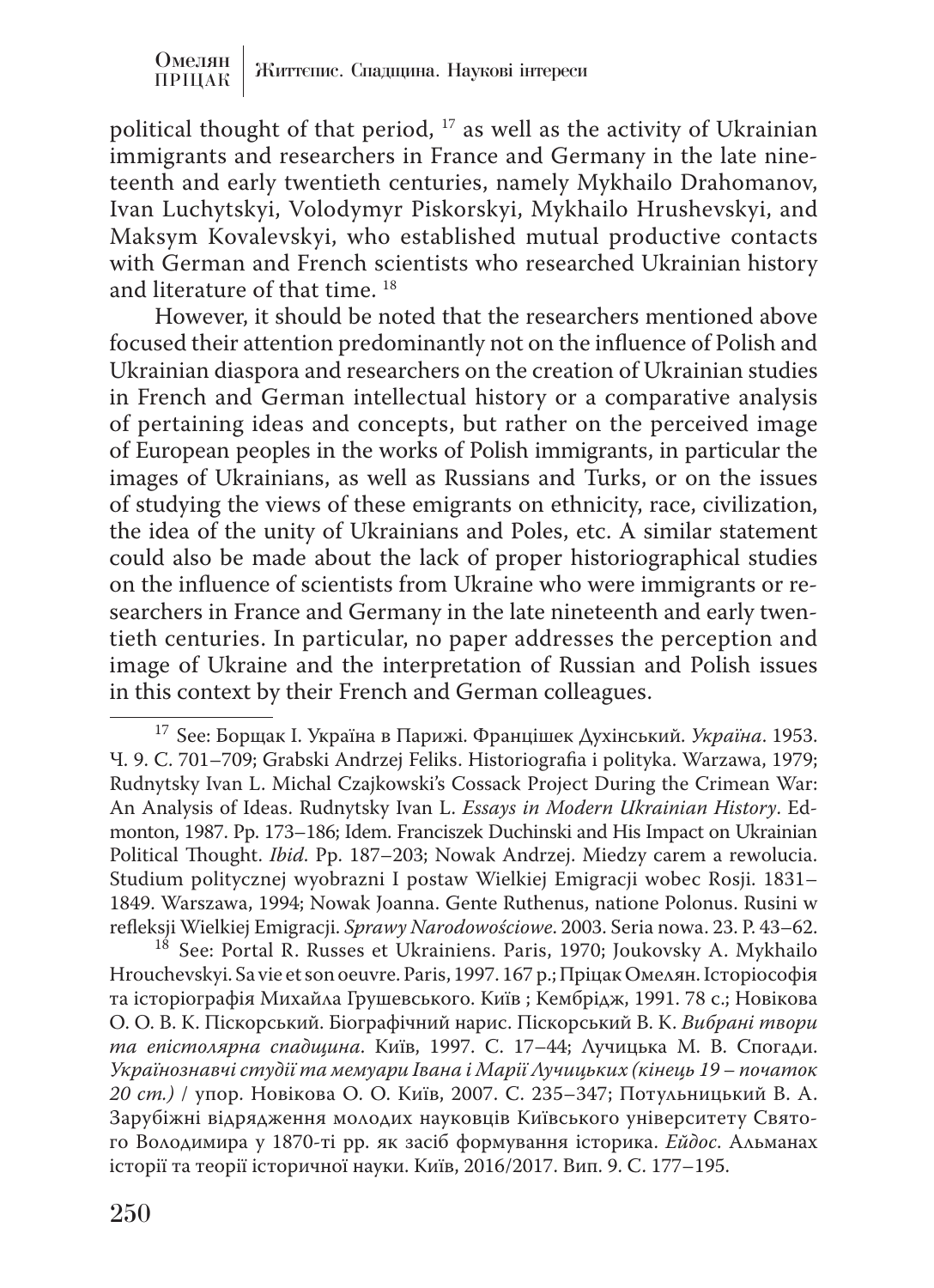political thought of that period, [17] as well as the activity of Ukrainian immigrants and researchers in France and Germany in the late nineteenth and early twentieth centuries, namely Mykhailo Drahomanov, Ivan Luchytskyi, Volodymyr Piskorskyi, Mykhailo Hrushevskyi, and Maksym Kovalevskyi, who established mutual productive contacts with German and French scientists who researched Ukrainian history and literature of that time. [18]

However, it should be noted that the researchers mentioned above focused their attention predominantly not on the influence of Polish and Ukrainian diaspora and researchers on the creation of Ukrainian studies in French and German intellectual history or a comparative analysis of pertaining ideas and concepts, but rather on the perceived image of European peoples in the works of Polish immigrants, in particular the images of Ukrainians, as well as Russians and Turks, or on the issues of studying the views of these emigrants on ethnicity, race, civilization, the idea of the unity of Ukrainians and Poles, etc. A similar statement could also be made about the lack of proper historiographical studies on the influence of scientists from Ukraine who were immigrants or researchers in France and Germany in the late nineteenth and early twentieth centuries. In particular, no paper addresses the perception and image of Ukraine and the interpretation of Russian and Polish issues in this context by their French and German colleagues.

---

[17] See: Борщак І. Україна в Парижі. Францішек Духінський. *Україна*. 1953. Ч. 9. С. 701–709; Grabski Andrzej Feliks. Historiografia i polityka. Warzawa, 1979; Rudnytsky Ivan L. Michal Czajkowski's Cossack Project During the Crimean War: An Analysis of Ideas. Rudnytsky Ivan L. *Essays in Modern Ukrainian History*. Edmonton, 1987. Pp. 173–186; Idem. Franciszek Duchinski and His Impact on Ukrainian Political Thought. *Ibid*. Pp. 187–203; Nowak Andrzej. Miedzy carem a rewolucia. Studium politycznej wyobrazni I postaw Wielkiej Emigracji wobec Rosji. 1831–1849. Warszawa, 1994; Nowak Joanna. Gente Ruthenus, natione Polonus. Rusini w refleksji Wielkiej Emigracji. *Sprawy Narodowościowe*. 2003. Seria nowa. 23. P. 43–62.

[18] See: Portal R. Russes et Ukrainiens. Paris, 1970; Joukovsky A. Mykhailo Hrouchevskyi. Sa vie et son oeuvre. Paris, 1997. 167 p.; Пріцак Омелян. Історіософія та історіографія Михайла Грушевського. Київ ; Кембрідж, 1991. 78 с.; Новікова О. О. В. К. Піскорський. Біографічний нарис. Піскорський В. К. *Вибрані твори та епістолярна спадщина*. Київ, 1997. С. 17–44; Лучицька М. В. Спогади. *Українознавчі студії та мемуари Івана і Марії Лучицьких (кінець 19 – початок 20 ст.)* / упор. Новікова О. О. Київ, 2007. С. 235–347; Потульницький В. А. Зарубіжні відрядження молодих науковців Київського університету Святого Володимира у 1870-ті рр. як засіб формування історика. *Ейдос*. Альманах історії та теорії історичної науки. Київ, 2016/2017. Вип. 9. С. 177–195.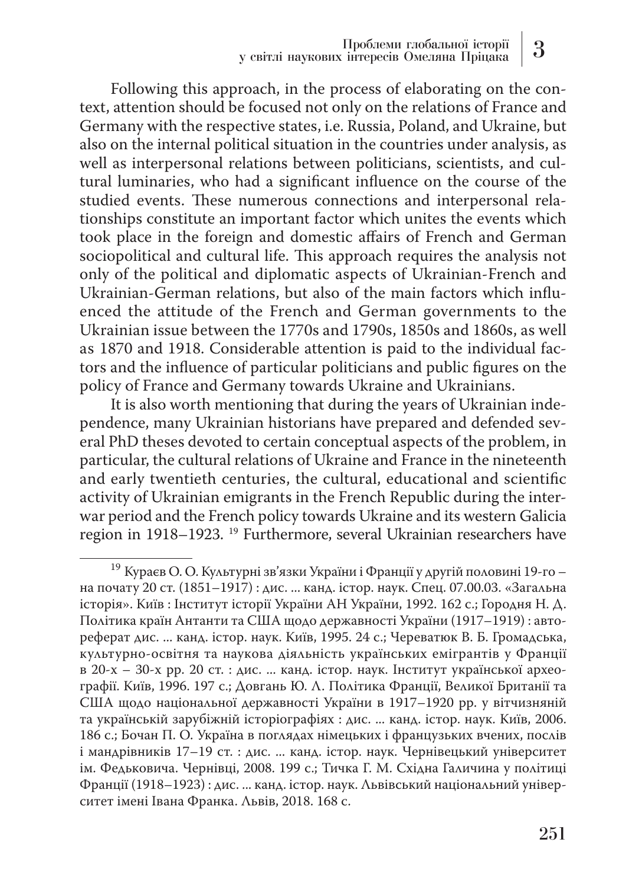Following this approach, in the process of elaborating on the context, attention should be focused not only on the relations of France and Germany with the respective states, i.e. Russia, Poland, and Ukraine, but also on the internal political situation in the countries under analysis, as well as interpersonal relations between politicians, scientists, and cultural luminaries, who had a significant influence on the course of the studied events. These numerous connections and interpersonal relationships constitute an important factor which unites the events which took place in the foreign and domestic affairs of French and German sociopolitical and cultural life. This approach requires the analysis not only of the political and diplomatic aspects of Ukrainian-French and Ukrainian-German relations, but also of the main factors which influenced the attitude of the French and German governments to the Ukrainian issue between the 1770s and 1790s, 1850s and 1860s, as well as 1870 and 1918. Considerable attention is paid to the individual factors and the influence of particular politicians and public figures on the policy of France and Germany towards Ukraine and Ukrainians.

It is also worth mentioning that during the years of Ukrainian independence, many Ukrainian historians have prepared and defended several PhD theses devoted to certain conceptual aspects of the problem, in particular, the cultural relations of Ukraine and France in the nineteenth and early twentieth centuries, the cultural, educational and scientific activity of Ukrainian emigrants in the French Republic during the interwar period and the French policy towards Ukraine and its western Galicia region in 1918–1923. [19] Furthermore, several Ukrainian researchers have

---

[19] Кураєв О. О. Культурні зв'язки України і Франції у другій половині 19-го – на почату 20 ст. (1851–1917) : дис. ... канд. істор. наук. Спец. 07.00.03. «Загальна історія». Київ : Інститут історії України АН України, 1992. 162 с.; Городня Н. Д. Політика країн Антанти та США щодо державності України (1917–1919) : автореферат дис. ... канд. істор. наук. Київ, 1995. 24 с.; Череватюк В. Б. Громадська, культурно-освітня та наукова діяльність українських емігрантів у Франції в 20-х – 30-х рр. 20 ст. : дис. ... канд. істор. наук. Інститут української археографії. Київ, 1996. 197 с.; Довгань Ю. Л. Політика Франції, Великої Британії та США щодо національної державності України в 1917–1920 рр. у вітчизняній та українській зарубіжній історіографіях : дис. ... канд. істор. наук. Київ, 2006. 186 с.; Бочан П. О. Україна в поглядах німецьких і французьких вчених, послів і мандрівників 17–19 ст. : дис. ... канд. істор. наук. Чернівецький університет ім. Федьковича. Чернівці, 2008. 199 с.; Тичка Г. М. Східна Галичина у політиці Франції (1918–1923) : дис. ... канд. істор. наук. Львівський національний університет імені Івана Франка. Львів, 2018. 168 с.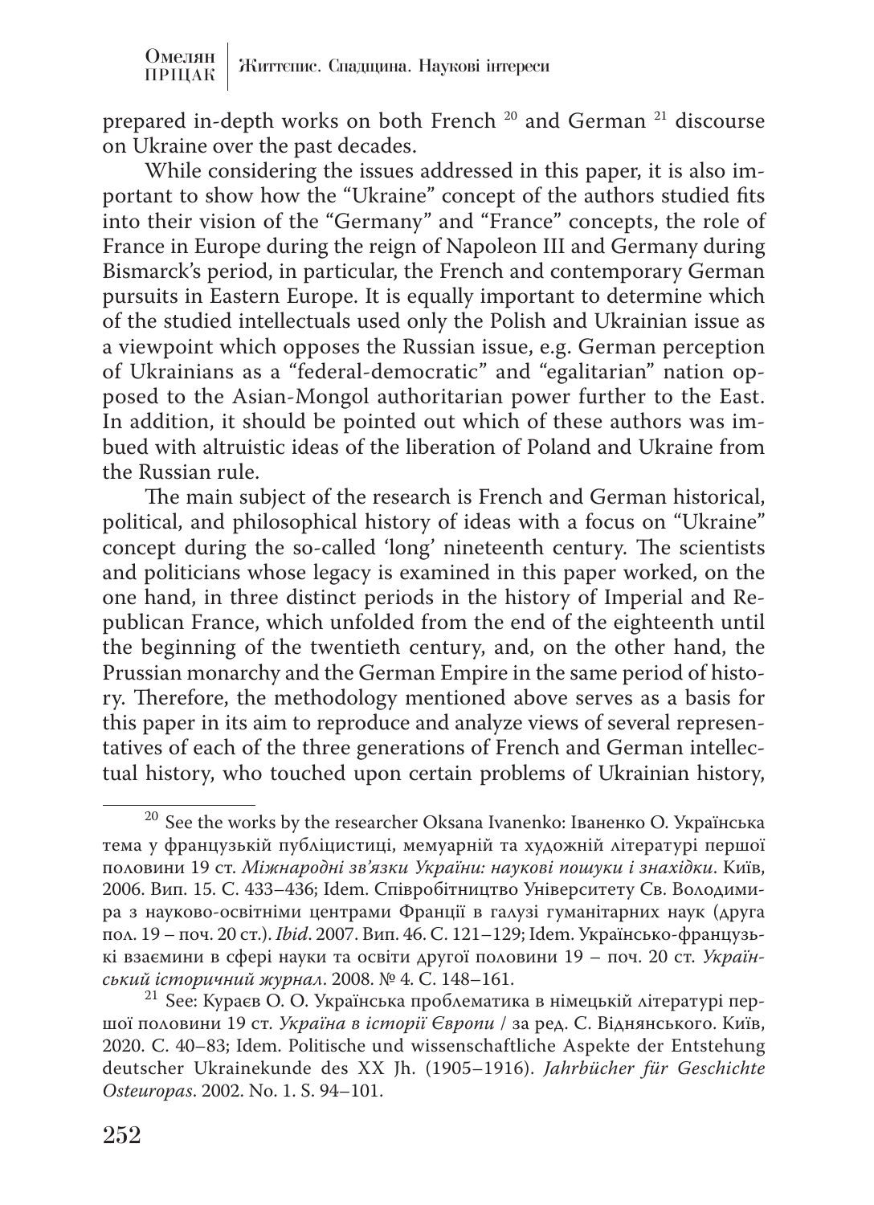prepared in-depth works on both French [20] and German [21] discourse on Ukraine over the past decades.

While considering the issues addressed in this paper, it is also important to show how the "Ukraine" concept of the authors studied fits into their vision of the "Germany" and "France" concepts, the role of France in Europe during the reign of Napoleon III and Germany during Bismarck's period, in particular, the French and contemporary German pursuits in Eastern Europe. It is equally important to determine which of the studied intellectuals used only the Polish and Ukrainian issue as a viewpoint which opposes the Russian issue, e.g. German perception of Ukrainians as a "federal-democratic" and "egalitarian" nation opposed to the Asian-Mongol authoritarian power further to the East. In addition, it should be pointed out which of these authors was imbued with altruistic ideas of the liberation of Poland and Ukraine from the Russian rule.

The main subject of the research is French and German historical, political, and philosophical history of ideas with a focus on "Ukraine" concept during the so-called 'long' nineteenth century. The scientists and politicians whose legacy is examined in this paper worked, on the one hand, in three distinct periods in the history of Imperial and Republican France, which unfolded from the end of the eighteenth until the beginning of the twentieth century, and, on the other hand, the Prussian monarchy and the German Empire in the same period of history. Therefore, the methodology mentioned above serves as a basis for this paper in its aim to reproduce and analyze views of several representatives of each of the three generations of French and German intellectual history, who touched upon certain problems of Ukrainian history,

---

[20] See the works by the researcher Oksana Ivanenko: Іваненко О. Українська тема у французькій публіцистиці, мемуарній та художній літературі першої половини 19 ст. *Міжнародні зв'язки України: наукові пошуки і знахідки*. Київ, 2006. Вип. 15. С. 433–436; Idem. Співробітництво Університету Св. Володимира з науково-освітніми центрами Франції в галузі гуманітарних наук (друга пол. 19 – поч. 20 ст.). *Ibid*. 2007. Вип. 46. С. 121–129; Idem. Українсько-французькі взаємини в сфері науки та освіти другої половини 19 – поч. 20 ст. *Український історичний журнал*. 2008. № 4. С. 148–161.

[21] See: Кураєв О. О. Українська проблематика в німецькій літературі першої половини 19 ст. *Україна в історії Європи* / за ред. С. Віднянського. Київ, 2020. С. 40–83; Idem. Politische und wissenschaftliche Aspekte der Entstehung deutscher Ukrainekunde des XX Jh. (1905–1916). *Jahrbücher für Geschichte Osteuropas*. 2002. No. 1. S. 94–101.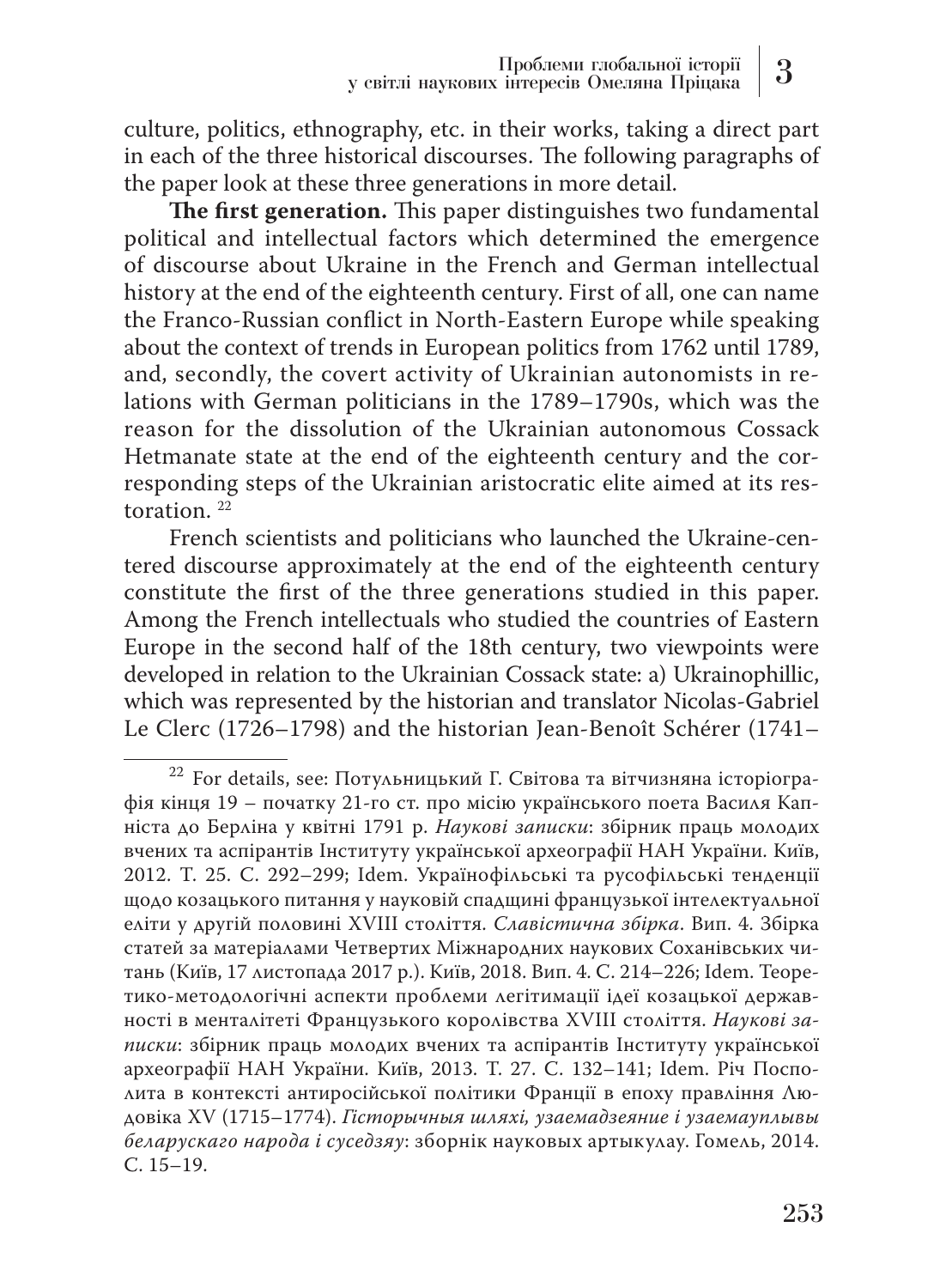culture, politics, ethnography, etc. in their works, taking a direct part in each of the three historical discourses. The following paragraphs of the paper look at these three generations in more detail.

**The first generation.** This paper distinguishes two fundamental political and intellectual factors which determined the emergence of discourse about Ukraine in the French and German intellectual history at the end of the eighteenth century. First of all, one can name the Franco-Russian conflict in North-Eastern Europe while speaking about the context of trends in European politics from 1762 until 1789, and, secondly, the covert activity of Ukrainian autonomists in relations with German politicians in the 1789–1790s, which was the reason for the dissolution of the Ukrainian autonomous Cossack Hetmanate state at the end of the eighteenth century and the corresponding steps of the Ukrainian aristocratic elite aimed at its restoration. [22]

French scientists and politicians who launched the Ukraine-centered discourse approximately at the end of the eighteenth century constitute the first of the three generations studied in this paper. Among the French intellectuals who studied the countries of Eastern Europe in the second half of the 18th century, two viewpoints were developed in relation to the Ukrainian Cossack state: a) Ukrainophillic, which was represented by the historian and translator Nicolas-Gabriel Le Clerc (1726–1798) and the historian Jean-Benoît Schérer (1741–

---

[22] For details, see: Потульницький Г. Світова та вітчизняна історіографія кінця 19 – початку 21-го ст. про місію українського поета Василя Капніста до Берліна у квітні 1791 р. *Наукові записки*: збірник праць молодих вчених та аспірантів Інституту української археографії НАН України. Київ, 2012. Т. 25. С. 292–299; Idem. Українофільські та русофільські тенденції щодо козацького питання у науковій спадщині французької інтелектуальної еліти у другій половині XVIII століття. *Славістична збірка*. Вип. 4. Збірка статей за матеріалами Четвертих Міжнародних наукових Соханівських читань (Київ, 17 листопада 2017 р.). Київ, 2018. Вип. 4. С. 214–226; Idem. Теоретико-методологічні аспекти проблеми легітимації ідеї козацької державності в менталітеті Французького королівства XVIII століття. *Наукові записки*: збірник праць молодих вчених та аспірантів Інституту української археографії НАН України. Київ, 2013. Т. 27. С. 132–141; Idem. Річ Посполита в контексті антиросійської політики Франції в епоху правління Людовіка XV (1715–1774). *Гісторычныя шляхі, узаемадзеяние і узаемауплывы беларускаго народа і суседзяу*: зборнік навуковых артыкулау. Гомель, 2014. С. 15–19.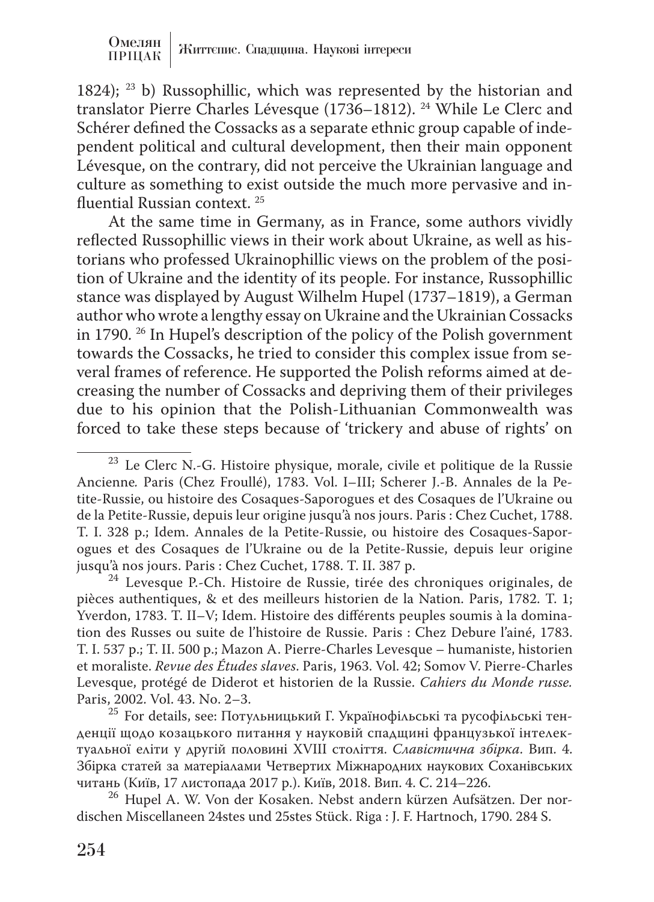1824); [23] b) Russophillic, which was represented by the historian and translator Pierre Charles Lévesque (1736–1812). [24] While Le Clerc and Schérer defined the Cossacks as a separate ethnic group capable of independent political and cultural development, then their main opponent Lévesque, on the contrary, did not perceive the Ukrainian language and culture as something to exist outside the much more pervasive and influential Russian context. [25]

At the same time in Germany, as in France, some authors vividly reflected Russophillic views in their work about Ukraine, as well as historians who professed Ukrainophillic views on the problem of the position of Ukraine and the identity of its people. For instance, Russophillic stance was displayed by August Wilhelm Hupel (1737–1819), a German author who wrote a lengthy essay on Ukraine and the Ukrainian Cossacks in 1790. [26] In Hupel's description of the policy of the Polish government towards the Cossacks, he tried to consider this complex issue from several frames of reference. He supported the Polish reforms aimed at decreasing the number of Cossacks and depriving them of their privileges due to his opinion that the Polish-Lithuanian Commonwealth was forced to take these steps because of 'trickery and abuse of rights' on

---

[23] Le Clerc N.-G. Histoire physique, morale, civile et politique de la Russie Ancienne*.* Paris (Chez Froullé), 1783. Vol. I–III; Scherer J.-B. Annales de la Petite-Russie, ou histoire des Cosaques-Saporogues et des Cosaques de l'Ukraine ou de la Petite-Russie, depuis leur origine jusqu'à nos jours. Paris : Chez Cuchet, 1788. T. I. 328 p.; Idem. Annales de la Petite-Russie, ou histoire des Cosaques-Saporogues et des Cosaques de l'Ukraine ou de la Petite-Russie, depuis leur origine jusqu'à nos jours. Paris : Chez Cuchet, 1788. T. II. 387 p.

[24] Levesque P.-Ch. Histoire de Russie, tirée des chroniques originales, de pièces authentiques, & et des meilleurs historien de la Nation. Paris, 1782. T. 1; Yverdon, 1783. T. II–V; Idem. Histoire des différents peuples soumis à la domination des Russes ou suite de l'histoire de Russie. Paris : Chez Debure l'ainé, 1783. T. I. 537 p.; T. II. 500 p.; Mazon A. Pierre-Charles Levesque – humaniste, historien et moraliste. *Revue des Études slaves*. Paris, 1963. Vol. 42; Somov V. Pierre-Charles Levesque, protégé de Diderot et historien de la Russie. *Cahiers du Monde russe.* Paris, 2002. Vol. 43. No. 2–3.

[25] For details, see: Потульницький Г. Українофільські та русофільські тенденції щодо козацького питання у науковій спадщині французької інтелектуальної еліти у другій половині XVIII століття. *Славістична збірка*. Вип. 4. Збірка статей за матеріалами Четвертих Міжнародних наукових Соханівських читань (Київ, 17 листопада 2017 р.). Київ, 2018. Вип. 4. С. 214–226.

[26] Hupel A. W. Von der Kosaken. Nebst andern kürzen Aufsätzen. Der nordischen Miscellaneen 24stes und 25stes Stück. Riga : J. F. Hartnoch, 1790. 284 S.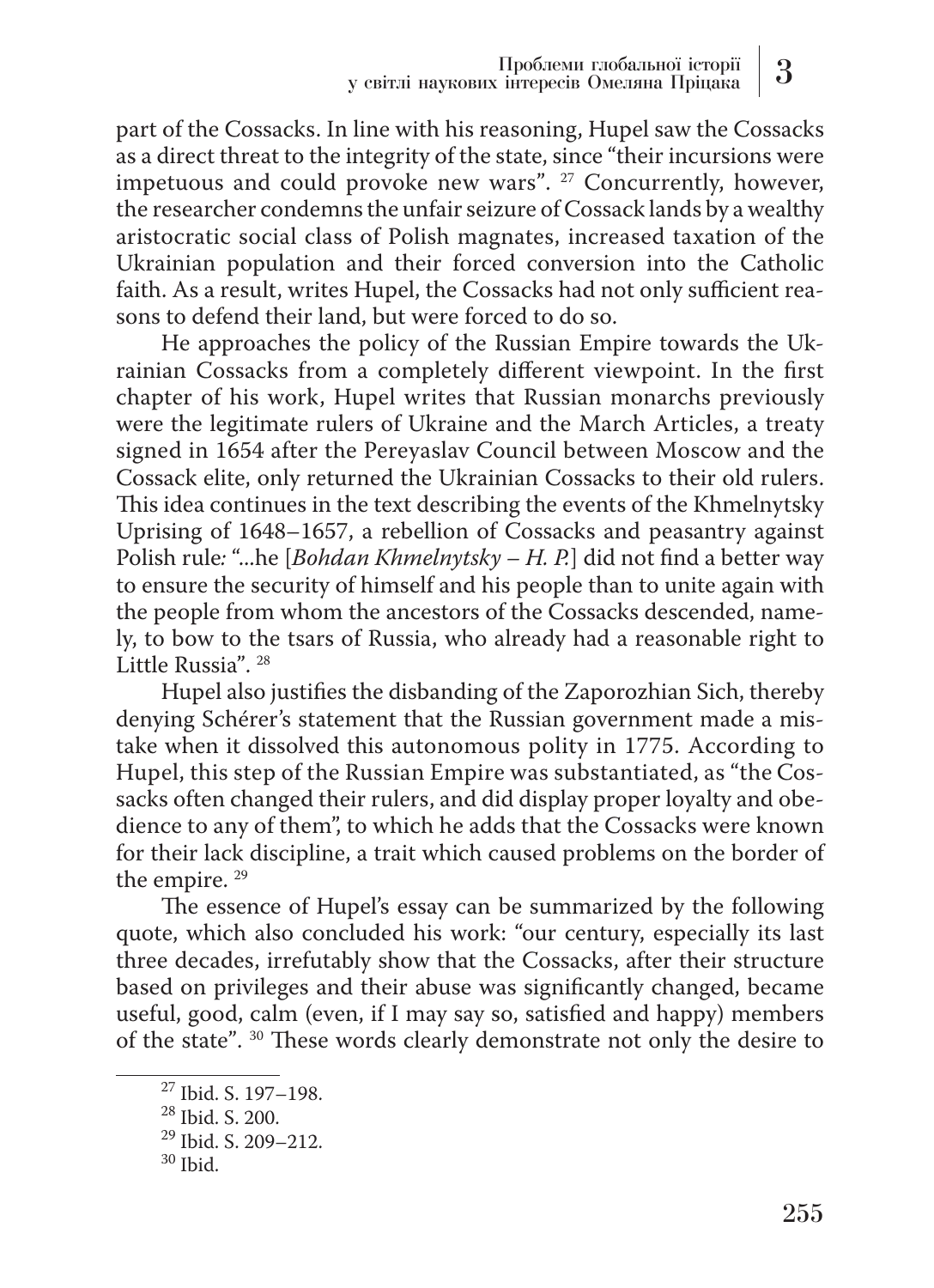part of the Cossacks. In line with his reasoning, Hupel saw the Cossacks as a direct threat to the integrity of the state, since "their incursions were impetuous and could provoke new wars". [27] Concurrently, however, the researcher condemns the unfair seizure of Cossack lands by a wealthy aristocratic social class of Polish magnates, increased taxation of the Ukrainian population and their forced conversion into the Catholic faith. As a result, writes Hupel, the Cossacks had not only sufficient reasons to defend their land, but were forced to do so.

He approaches the policy of the Russian Empire towards the Ukrainian Cossacks from a completely different viewpoint. In the first chapter of his work, Hupel writes that Russian monarchs previously were the legitimate rulers of Ukraine and the March Articles, a treaty signed in 1654 after the Pereyaslav Council between Moscow and the Cossack elite, only returned the Ukrainian Cossacks to their old rulers. This idea continues in the text describing the events of the Khmelnytsky Uprising of 1648–1657, a rebellion of Cossacks and peasantry against Polish rule*:* "...he [*Bohdan Khmelnytsky – H. P.*] did not find a better way to ensure the security of himself and his people than to unite again with the people from whom the ancestors of the Cossacks descended, namely, to bow to the tsars of Russia, who already had a reasonable right to Little Russia". [28]

Hupel also justifies the disbanding of the Zaporozhian Sich, thereby denying Schérer's statement that the Russian government made a mistake when it dissolved this autonomous polity in 1775. According to Hupel, this step of the Russian Empire was substantiated, as "the Cossacks often changed their rulers, and did display proper loyalty and obedience to any of them", to which he adds that the Cossacks were known for their lack discipline, a trait which caused problems on the border of the empire. [29]

The essence of Hupel's essay can be summarized by the following quote, which also concluded his work: "our century, especially its last three decades, irrefutably show that the Cossacks, after their structure based on privileges and their abuse was significantly changed, became useful, good, calm (even, if I may say so, satisfied and happy) members of the state". [30] These words clearly demonstrate not only the desire to

---

[27] Ibid. S. 197–198.

[28] Ibid. S. 200.

[29] Ibid. S. 209–212.

[30] Ibid.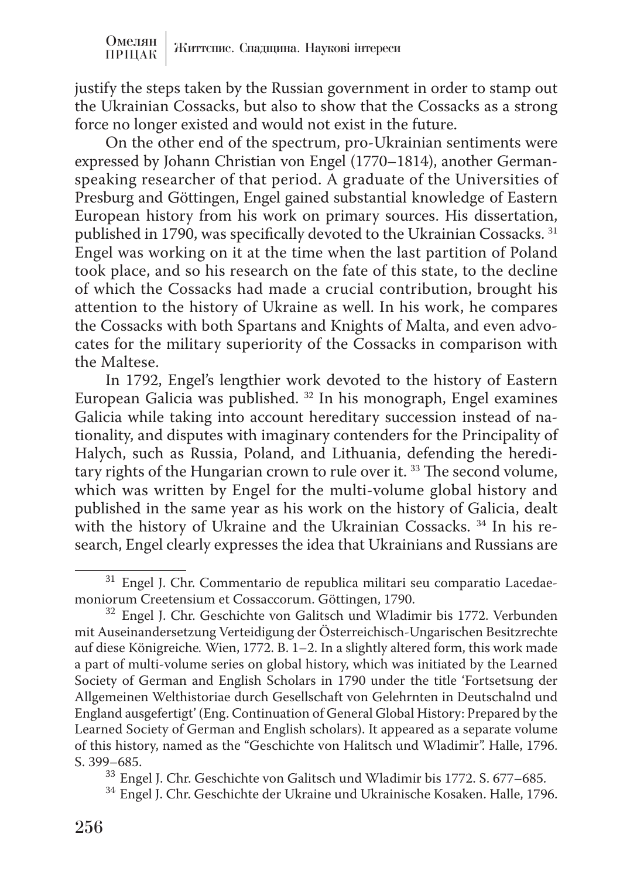justify the steps taken by the Russian government in order to stamp out the Ukrainian Cossacks, but also to show that the Cossacks as a strong force no longer existed and would not exist in the future.

On the other end of the spectrum, pro-Ukrainian sentiments were expressed by Johann Christian von Engel (1770–1814), another German-speaking researcher of that period. A graduate of the Universities of Presburg and Göttingen, Engel gained substantial knowledge of Eastern European history from his work on primary sources. His dissertation, published in 1790, was specifically devoted to the Ukrainian Cossacks. [31] Engel was working on it at the time when the last partition of Poland took place, and so his research on the fate of this state, to the decline of which the Cossacks had made a crucial contribution, brought his attention to the history of Ukraine as well. In his work, he compares the Cossacks with both Spartans and Knights of Malta, and even advocates for the military superiority of the Cossacks in comparison with the Maltese.

In 1792, Engel's lengthier work devoted to the history of Eastern European Galicia was published. [32] In his monograph, Engel examines Galicia while taking into account hereditary succession instead of nationality, and disputes with imaginary contenders for the Principality of Halych, such as Russia, Poland, and Lithuania, defending the hereditary rights of the Hungarian crown to rule over it. [33] The second volume, which was written by Engel for the multi-volume global history and published in the same year as his work on the history of Galicia, dealt with the history of Ukraine and the Ukrainian Cossacks. [34] In his research, Engel clearly expresses the idea that Ukrainians and Russians are

---

[31] Engel J. Chr. Commentario de republica militari seu comparatio Lacedaemoniorum Creetensium et Cossaccorum. Göttingen, 1790.

[32] Engel J. Chr. Geschichte von Galitsch und Wladimir bis 1772. Verbunden mit Auseinandersetzung Verteidigung der Österreichisch-Ungarischen Besitzrechte auf diese Königreiche*.* Wien, 1772. B. 1–2. In a slightly altered form, this work made a part of multi-volume series on global history, which was initiated by the Learned Society of German and English Scholars in 1790 under the title 'Fortsetsung der Allgemeinen Welthistoriae durch Gesellschaft von Gelehrnten in Deutschalnd und England ausgefertigt' (Eng. Continuation of General Global History: Prepared by the Learned Society of German and English scholars). It appeared as a separate volume of this history, named as the "Geschichte von Halitsch und Wladimir". Halle, 1796. S. 399–685.

[33] Engel J. Chr. Geschichte von Galitsch und Wladimir bis 1772. S. 677–685.

[34] Engel J. Chr. Geschichte der Ukraine und Ukrainische Kosaken. Halle, 1796.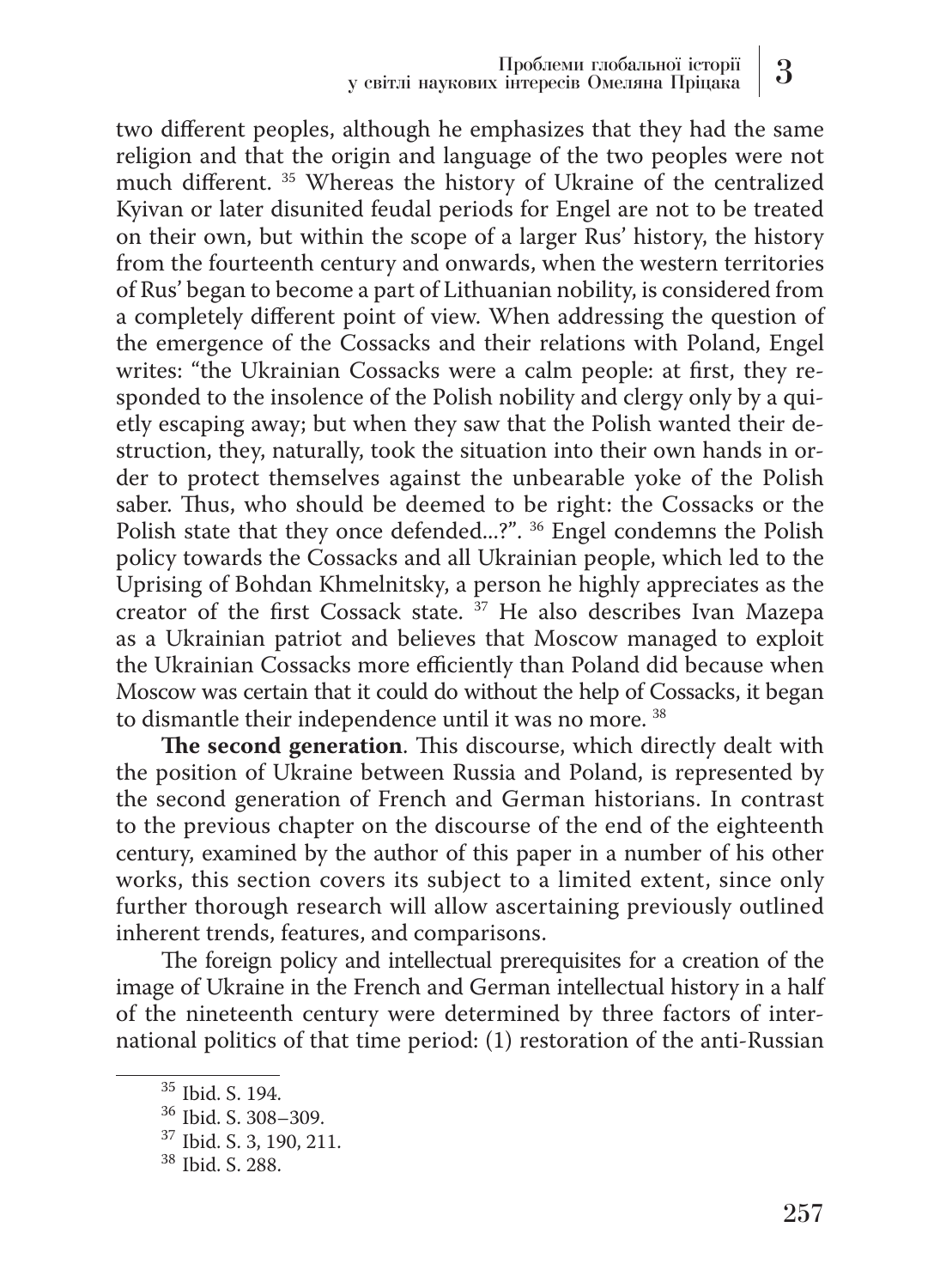two different peoples, although he emphasizes that they had the same religion and that the origin and language of the two peoples were not much different. [35] Whereas the history of Ukraine of the centralized Kyivan or later disunited feudal periods for Engel are not to be treated on their own, but within the scope of a larger Rus' history, the history from the fourteenth century and onwards, when the western territories of Rus' began to become a part of Lithuanian nobility, is considered from a completely different point of view. When addressing the question of the emergence of the Cossacks and their relations with Poland, Engel writes: "the Ukrainian Cossacks were a calm people: at first, they responded to the insolence of the Polish nobility and clergy only by a quietly escaping away; but when they saw that the Polish wanted their destruction, they, naturally, took the situation into their own hands in order to protect themselves against the unbearable yoke of the Polish saber. Thus, who should be deemed to be right: the Cossacks or the Polish state that they once defended...?". [36] Engel condemns the Polish policy towards the Cossacks and all Ukrainian people, which led to the Uprising of Bohdan Khmelnitsky, a person he highly appreciates as the creator of the first Cossack state. [37] He also describes Ivan Mazepa as a Ukrainian patriot and believes that Moscow managed to exploit the Ukrainian Cossacks more efficiently than Poland did because when Moscow was certain that it could do without the help of Cossacks, it began to dismantle their independence until it was no more. [38]

**The second generation**. This discourse, which directly dealt with the position of Ukraine between Russia and Poland, is represented by the second generation of French and German historians. In contrast to the previous chapter on the discourse of the end of the eighteenth century, examined by the author of this paper in a number of his other works, this section covers its subject to a limited extent, since only further thorough research will allow ascertaining previously outlined inherent trends, features, and comparisons.

The foreign policy and intellectual prerequisites for a creation of the image of Ukraine in the French and German intellectual history in a half of the nineteenth century were determined by three factors of international politics of that time period: (1) restoration of the anti-Russian

---

[35] Ibid. S. 194.

[36] Ibid. S. 308–309.

[37] Ibid. S. 3, 190, 211.

[38] Ibid. S. 288.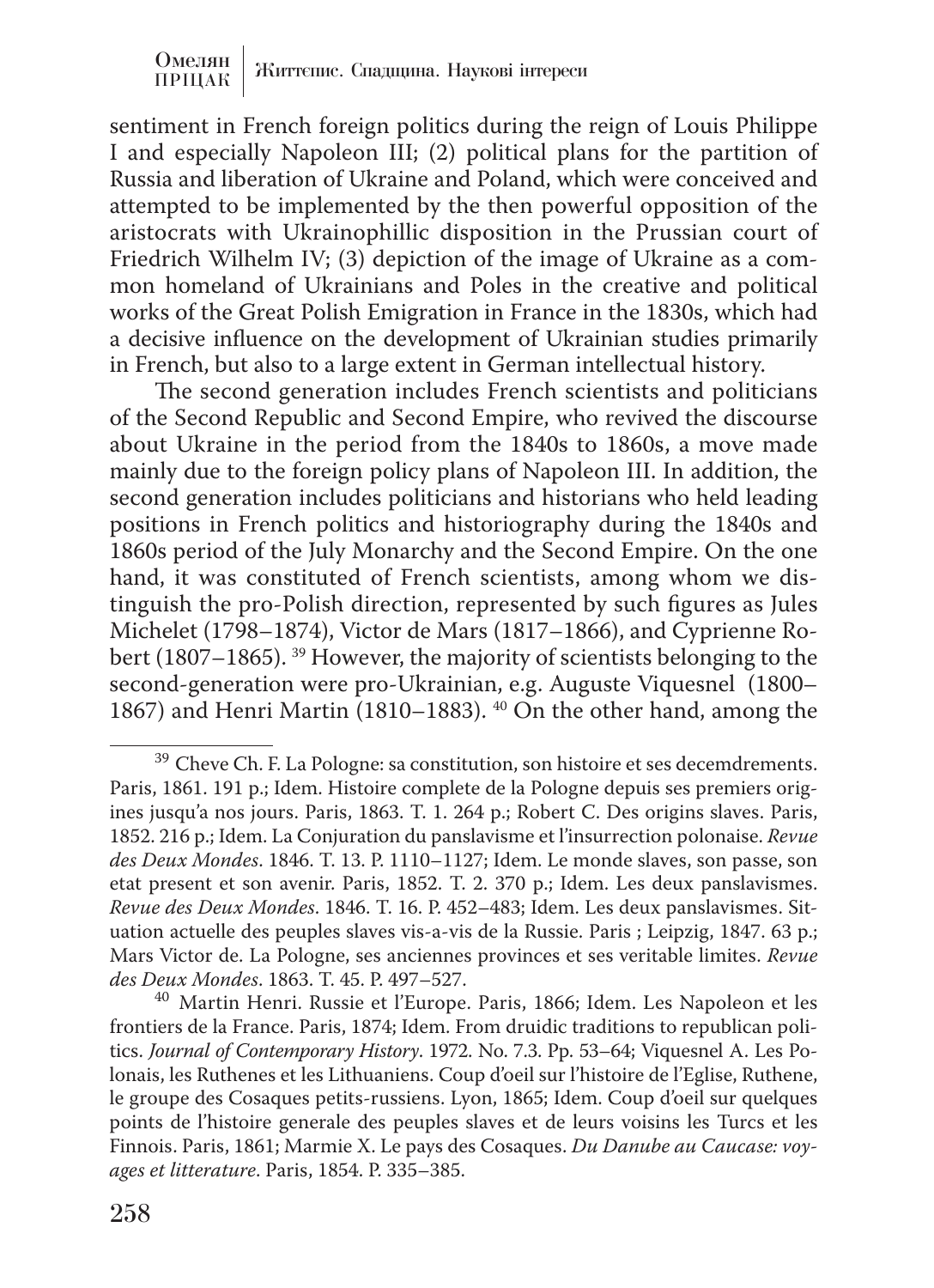sentiment in French foreign politics during the reign of Louis Philippe I and especially Napoleon III; (2) political plans for the partition of Russia and liberation of Ukraine and Poland, which were conceived and attempted to be implemented by the then powerful opposition of the aristocrats with Ukrainophillic disposition in the Prussian court of Friedrich Wilhelm IV; (3) depiction of the image of Ukraine as a common homeland of Ukrainians and Poles in the creative and political works of the Great Polish Emigration in France in the 1830s, which had a decisive influence on the development of Ukrainian studies primarily in French, but also to a large extent in German intellectual history.

The second generation includes French scientists and politicians of the Second Republic and Second Empire, who revived the discourse about Ukraine in the period from the 1840s to 1860s, a move made mainly due to the foreign policy plans of Napoleon III. In addition, the second generation includes politicians and historians who held leading positions in French politics and historiography during the 1840s and 1860s period of the July Monarchy and the Second Empire. On the one hand, it was constituted of French scientists, among whom we distinguish the pro-Polish direction, represented by such figures as Jules Michelet (1798–1874), Victor de Mars (1817–1866), and Cyprienne Robert (1807–1865). [39] However, the majority of scientists belonging to the second-generation were pro-Ukrainian, e.g. Auguste Viquesnel (1800–1867) and Henri Martin (1810–1883). [40] On the other hand, among the

---

[39] Cheve Ch. F. La Pologne: sa constitution, son histoire et ses decemdrements. Paris, 1861. 191 p.; Idem. Histoire complete de la Pologne depuis ses premiers origines jusqu'a nos jours. Paris, 1863. T. 1. 264 p.; Robert C. Des origins slaves. Paris, 1852. 216 p.; Idem. La Conjuration du panslavisme et l'insurrection polonaise. *Revue des Deux Mondes*. 1846. T. 13. P. 1110–1127; Idem. Le monde slaves, son passe, son etat present et son avenir. Paris, 1852. T. 2. 370 p.; Idem. Les deux panslavismes. *Revue des Deux Mondes*. 1846. T. 16. P. 452–483; Idem. Les deux panslavismes. Situation actuelle des peuples slaves vis-a-vis de la Russie. Paris ; Leipzig, 1847. 63 p.; Mars Victor de. La Pologne, ses anciennes provinces et ses veritable limites. *Revue des Deux Mondes*. 1863. T. 45. P. 497–527.

[40] Martin Henri. Russie et l'Europe. Paris, 1866; Idem. Les Napoleon et les frontiers de la France. Paris, 1874; Idem. From druidic traditions to republican politics. *Journal of Contemporary History*. 1972. No. 7.3. Pp. 53–64; Viquesnel A. Les Polonais, les Ruthenes et les Lithuaniens. Coup d'oeil sur l'histoire de l'Eglise, Ruthene, le groupe des Cosaques petits-russiens. Lyon, 1865; Idem. Coup d'oeil sur quelques points de l'histoire generale des peuples slaves et de leurs voisins les Turcs et les Finnois. Paris, 1861; Marmie X. Le pays des Cosaques. *Du Danube au Caucase: voyages et litterature*. Paris, 1854. P. 335–385.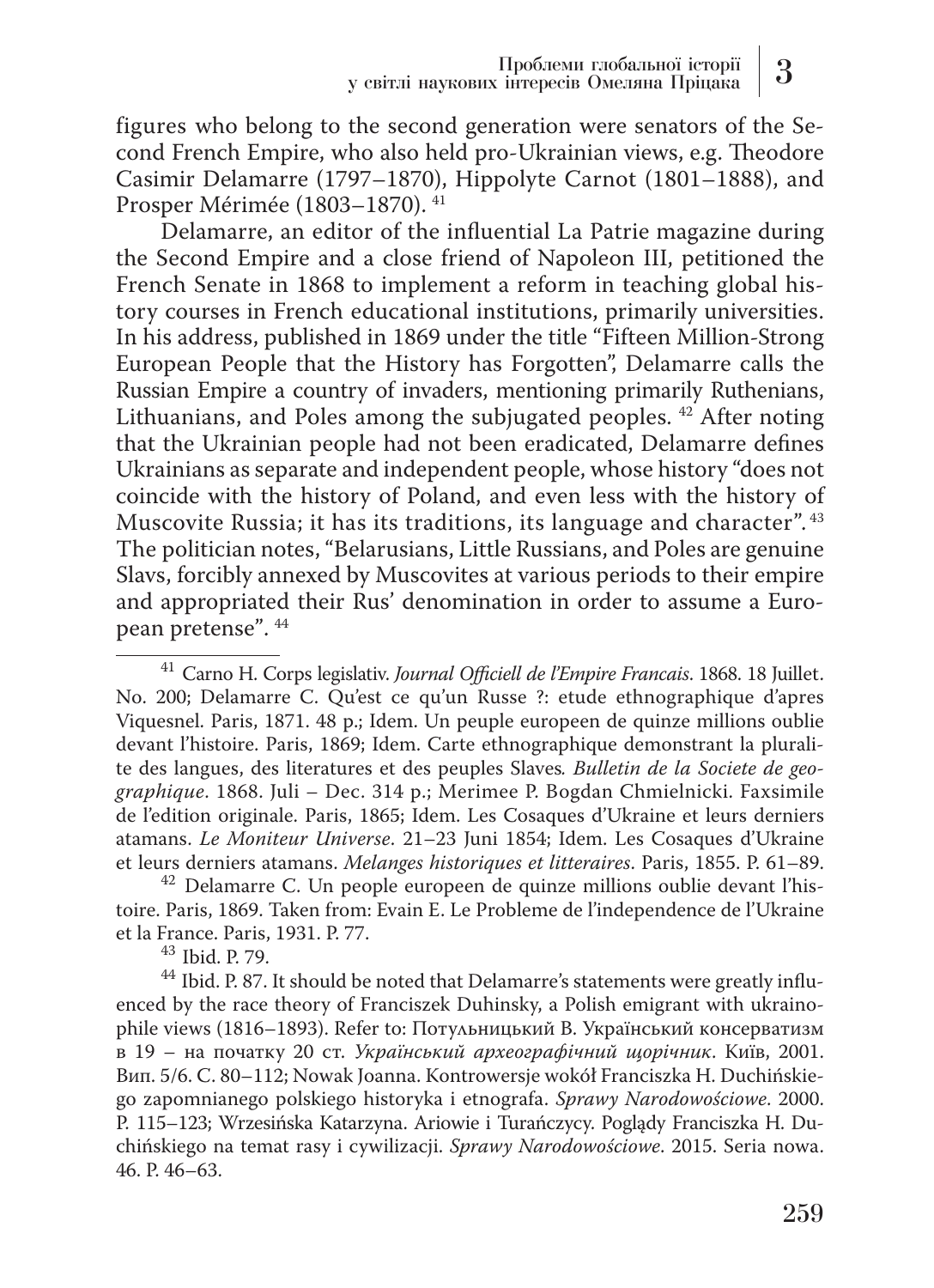figures who belong to the second generation were senators of the Second French Empire, who also held pro-Ukrainian views, e.g. Theodore Casimir Delamarre (1797–1870), Hippolyte Carnot (1801–1888), and Prosper Mérimée (1803–1870). [41]

Delamarre, an editor of the influential La Patrie magazine during the Second Empire and a close friend of Napoleon III, petitioned the French Senate in 1868 to implement a reform in teaching global history courses in French educational institutions, primarily universities. In his address, published in 1869 under the title "Fifteen Million-Strong European People that the History has Forgotten", Delamarre calls the Russian Empire a country of invaders, mentioning primarily Ruthenians, Lithuanians, and Poles among the subjugated peoples. [42] After noting that the Ukrainian people had not been eradicated, Delamarre defines Ukrainians as separate and independent people, whose history "does not coincide with the history of Poland, and even less with the history of Muscovite Russia; it has its traditions, its language and character". [43] The politician notes, "Belarusians, Little Russians, and Poles are genuine Slavs, forcibly annexed by Muscovites at various periods to their empire and appropriated their Rus' denomination in order to assume a European pretense". [44]

---

[41] Carno H. Corps legislativ. *Journal Officiell de l'Empire Francais*. 1868. 18 Juillet. No. 200; Delamarre C. Qu'est ce qu'un Russe ?: etude ethnographique d'apres Viquesnel. Paris, 1871. 48 p.; Idem. Un peuple europeen de quinze millions oublie devant l'histoire. Paris, 1869; Idem. Carte ethnographique demonstrant la pluralite des langues, des literatures et des peuples Slaves*. Bulletin de la Societe de geographique*. 1868. Juli – Dec. 314 p.; Merimee P. Bogdan Chmielnicki. Faxsimile de l'edition originale. Paris, 1865; Idem. Les Cosaques d'Ukraine et leurs derniers atamans. *Le Moniteur Universe*. 21–23 Juni 1854; Idem. Les Cosaques d'Ukraine et leurs derniers atamans. *Melanges historiques et litteraires*. Paris, 1855. P. 61–89.

[42] Delamarre C. Un people europeen de quinze millions oublie devant l'histoire. Paris, 1869. Taken from: Evain E. Le Probleme de l'independence de l'Ukraine et la France. Paris, 1931. P. 77.

[43] Ibid. P. 79.

[44] Ibid. P. 87. It should be noted that Delamarre's statements were greatly influenced by the race theory of Franciszek Duhinsky, a Polish emigrant with ukrainophile views (1816–1893). Refer to: Потульницький В. Український консерватизм в 19 – на початку 20 ст. *Український археографічний щорічник*. Київ, 2001. Вип. 5/6. С. 80–112; Nowak Joanna. Kontrowersje wokół Franciszka H. Duchińskiego zapomnianego polskiego historyka i etnografa. *Sprawy Narodowościowe*. 2000. P. 115–123; Wrzesińska Katarzyna. Ariowie i Turańczycy. Poglądy Franciszka H. Duchińskiego na temat rasy i cywilizacji. *Sprawy Narodowościowe*. 2015. Seria nowa. 46. P. 46–63.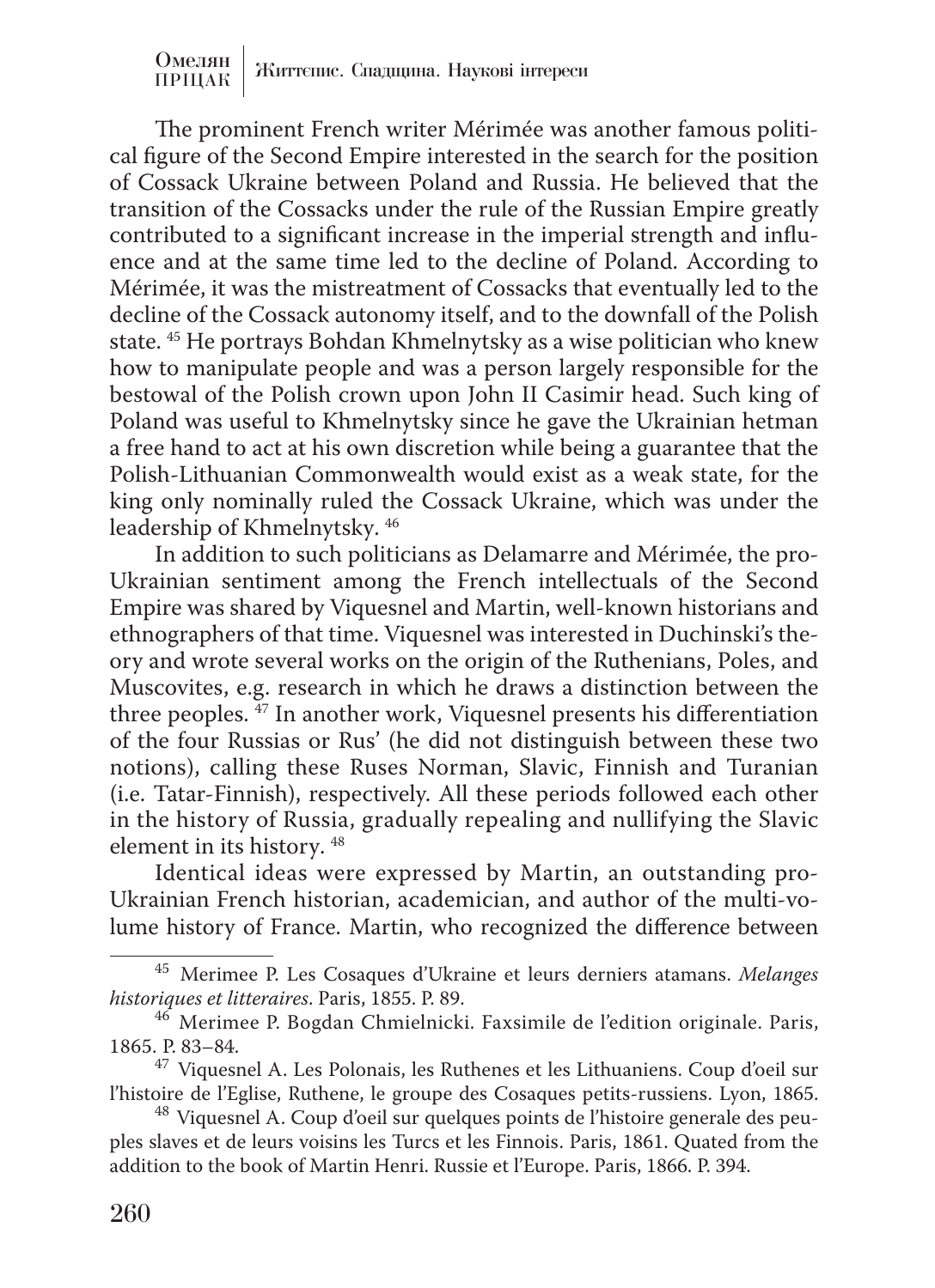The prominent French writer Mérimée was another famous political figure of the Second Empire interested in the search for the position of Cossack Ukraine between Poland and Russia. He believed that the transition of the Cossacks under the rule of the Russian Empire greatly contributed to a significant increase in the imperial strength and influence and at the same time led to the decline of Poland. According to Mérimée, it was the mistreatment of Cossacks that eventually led to the decline of the Cossack autonomy itself, and to the downfall of the Polish state. [45] He portrays Bohdan Khmelnytsky as a wise politician who knew how to manipulate people and was a person largely responsible for the bestowal of the Polish crown upon John II Casimir head. Such king of Poland was useful to Khmelnytsky since he gave the Ukrainian hetman a free hand to act at his own discretion while being a guarantee that the Polish-Lithuanian Commonwealth would exist as a weak state, for the king only nominally ruled the Cossack Ukraine, which was under the leadership of Khmelnytsky. [46]

In addition to such politicians as Delamarre and Mérimée, the pro-Ukrainian sentiment among the French intellectuals of the Second Empire was shared by Viquesnel and Martin, well-known historians and ethnographers of that time. Viquesnel was interested in Duchinski's theory and wrote several works on the origin of the Ruthenians, Poles, and Muscovites, e.g. research in which he draws a distinction between the three peoples. [47] In another work, Viquesnel presents his differentiation of the four Russias or Rus' (he did not distinguish between these two notions), calling these Ruses Norman, Slavic, Finnish and Turanian (i.e. Tatar-Finnish), respectively. All these periods followed each other in the history of Russia, gradually repealing and nullifying the Slavic element in its history. [48]

Identical ideas were expressed by Martin, an outstanding pro-Ukrainian French historian, academician, and author of the multi-volume history of France. Martin, who recognized the difference between

---

[45] Merimee P. Les Cosaques d'Ukraine et leurs derniers atamans. *Melanges historiques et litteraires*. Paris, 1855. P. 89.

[46] Merimee P. Bogdan Chmielnicki. Faxsimile de l'edition originale. Paris, 1865. P. 83–84.

[47] Viquesnel A. Les Polonais, les Ruthenes et les Lithuaniens. Coup d'oeil sur l'histoire de l'Eglise, Ruthene, le groupe des Cosaques petits-russiens. Lyon, 1865.

[48] Viquesnel A. Coup d'oeil sur quelques points de l'histoire generale des peuples slaves et de leurs voisins les Turcs et les Finnois. Paris, 1861. Quated from the addition to the book of Martin Henri. Russie et l'Europe. Paris, 1866. P. 394.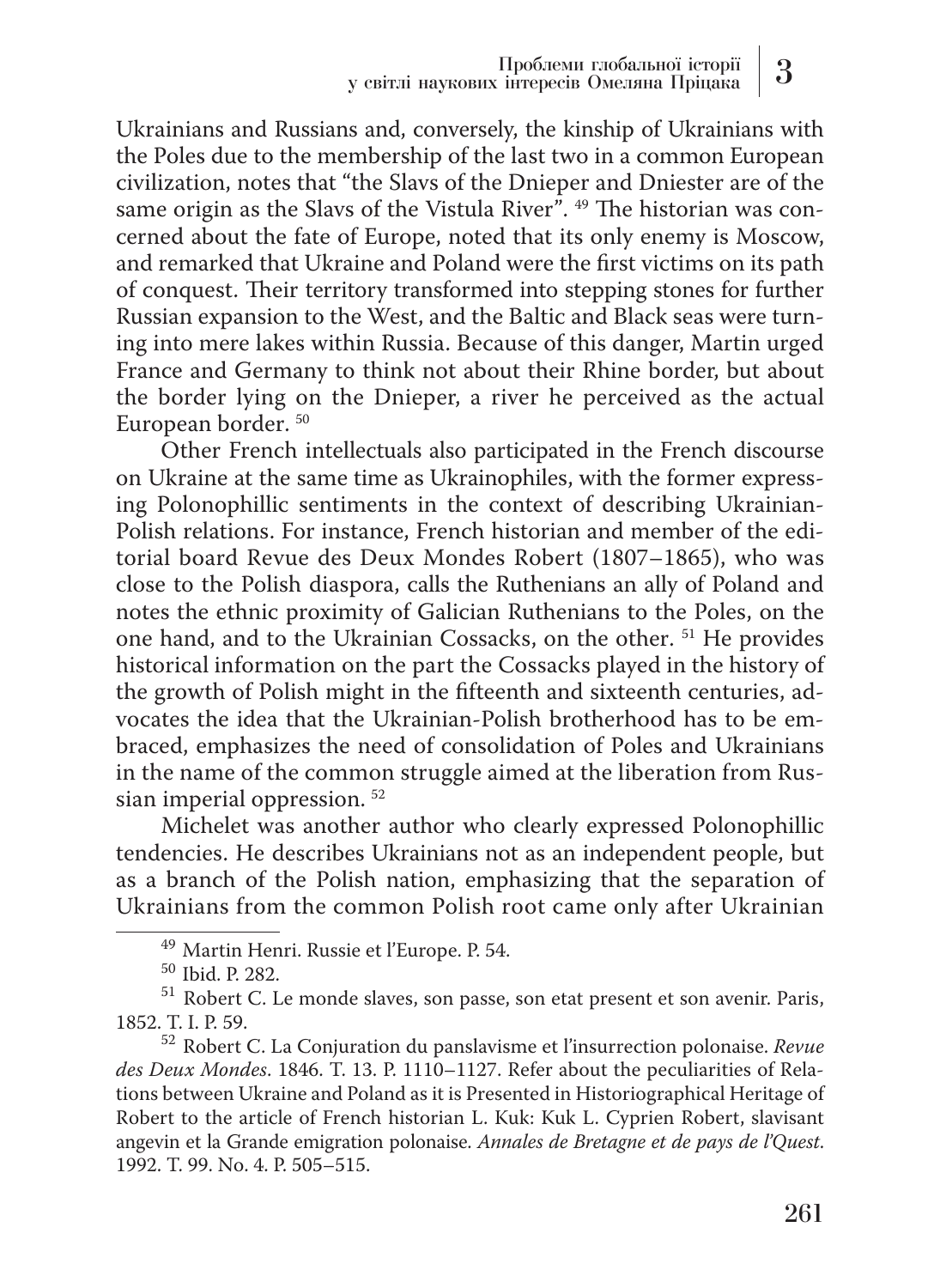Ukrainians and Russians and, conversely, the kinship of Ukrainians with the Poles due to the membership of the last two in a common European civilization, notes that "the Slavs of the Dnieper and Dniester are of the same origin as the Slavs of the Vistula River". [49] The historian was concerned about the fate of Europe, noted that its only enemy is Moscow, and remarked that Ukraine and Poland were the first victims on its path of conquest. Their territory transformed into stepping stones for further Russian expansion to the West, and the Baltic and Black seas were turning into mere lakes within Russia. Because of this danger, Martin urged France and Germany to think not about their Rhine border, but about the border lying on the Dnieper, a river he perceived as the actual European border. [50]

Other French intellectuals also participated in the French discourse on Ukraine at the same time as Ukrainophiles, with the former expressing Polonophillic sentiments in the context of describing Ukrainian-Polish relations. For instance, French historian and member of the editorial board Revue des Deux Mondes Robert (1807–1865), who was close to the Polish diaspora, calls the Ruthenians an ally of Poland and notes the ethnic proximity of Galician Ruthenians to the Poles, on the one hand, and to the Ukrainian Cossacks, on the other. [51] He provides historical information on the part the Cossacks played in the history of the growth of Polish might in the fifteenth and sixteenth centuries, advocates the idea that the Ukrainian-Polish brotherhood has to be embraced, emphasizes the need of consolidation of Poles and Ukrainians in the name of the common struggle aimed at the liberation from Russian imperial oppression. [52]

Michelet was another author who clearly expressed Polonophillic tendencies. He describes Ukrainians not as an independent people, but as a branch of the Polish nation, emphasizing that the separation of Ukrainians from the common Polish root came only after Ukrainian

---

[49] Martin Henri. Russie et l'Europe. P. 54.

[50] Ibid. P. 282.

[51] Robert C. Le monde slaves, son passe, son etat present et son avenir. Paris, 1852. T. I. P. 59.

[52] Robert C. La Conjuration du panslavisme et l'insurrection polonaise. *Revue des Deux Mondes*. 1846. T. 13. P. 1110–1127. Refer about the peculiarities of Relations between Ukraine and Poland as it is Presented in Historiographical Heritage of Robert to the article of French historian L. Kuk: Kuk L. Cyprien Robert, slavisant angevin et la Grande emigration polonaise. *Annales de Bretagne et de pays de l'Quest*. 1992. T. 99. No. 4. P. 505–515.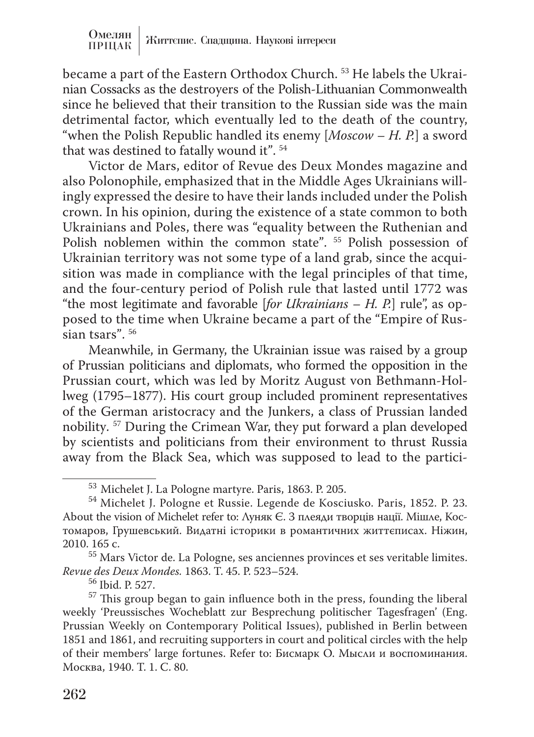became a part of the Eastern Orthodox Church. [53] He labels the Ukrainian Cossacks as the destroyers of the Polish-Lithuanian Commonwealth since he believed that their transition to the Russian side was the main detrimental factor, which eventually led to the death of the country, "when the Polish Republic handled its enemy [*Moscow – H. P.*] a sword that was destined to fatally wound it". [54]

Victor de Mars, editor of Revue des Deux Mondes magazine and also Polonophile, emphasized that in the Middle Ages Ukrainians willingly expressed the desire to have their lands included under the Polish crown. In his opinion, during the existence of a state common to both Ukrainians and Poles, there was "equality between the Ruthenian and Polish noblemen within the common state". [55] Polish possession of Ukrainian territory was not some type of a land grab, since the acquisition was made in compliance with the legal principles of that time, and the four-century period of Polish rule that lasted until 1772 was "the most legitimate and favorable [*for Ukrainians – H. P.*] rule", as opposed to the time when Ukraine became a part of the "Empire of Russian tsars". [56]

Meanwhile, in Germany, the Ukrainian issue was raised by a group of Prussian politicians and diplomats, who formed the opposition in the Prussian court, which was led by Moritz August von Bethmann-Hollweg (1795–1877). His court group included prominent representatives of the German aristocracy and the Junkers, a class of Prussian landed nobility. [57] During the Crimean War, they put forward a plan developed by scientists and politicians from their environment to thrust Russia away from the Black Sea, which was supposed to lead to the partici-

---

[53] Michelet J. La Pologne martyre. Paris, 1863. P. 205.

[54] Michelet J. Pologne et Russie. Legende de Kosciusko. Paris, 1852. P. 23. About the vision of Michelet refer to: Луняк Є. З плеяди творців нації. Мішле, Костомаров, Грушевський. Видатні історики в романтичних життєписах. Ніжин, 2010. 165 с.

[55] Mars Victor de. La Pologne, ses anciennes provinces et ses veritable limites. *Revue des Deux Mondes.* 1863. T. 45. P. 523–524.

[56] Ibid. P. 527.

[57] This group began to gain influence both in the press, founding the liberal weekly 'Preussisches Wocheblatt zur Besprechung politischer Tagesfragen' (Eng. Prussian Weekly on Contemporary Political Issues), published in Berlin between 1851 and 1861, and recruiting supporters in court and political circles with the help of their members' large fortunes. Refer to: Бисмарк О. Мысли и воспоминания. Москва, 1940. Т. 1. С. 80.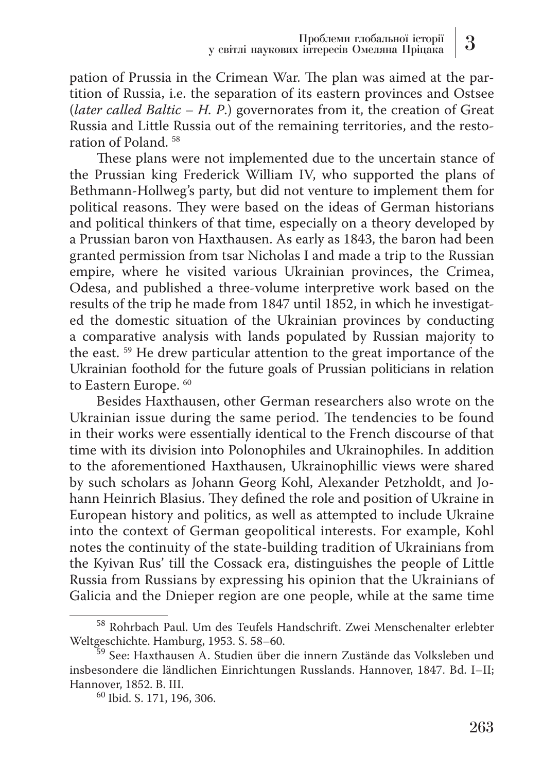pation of Prussia in the Crimean War. The plan was aimed at the partition of Russia, i.e. the separation of its eastern provinces and Ostsee (*later called Baltic – H. P.*) governorates from it, the creation of Great Russia and Little Russia out of the remaining territories, and the restoration of Poland. [58]

These plans were not implemented due to the uncertain stance of the Prussian king Frederick William IV, who supported the plans of Bethmann-Hollweg's party, but did not venture to implement them for political reasons. They were based on the ideas of German historians and political thinkers of that time, especially on a theory developed by a Prussian baron von Haxthausen. As early as 1843, the baron had been granted permission from tsar Nicholas I and made a trip to the Russian empire, where he visited various Ukrainian provinces, the Crimea, Odesa, and published a three-volume interpretive work based on the results of the trip he made from 1847 until 1852, in which he investigated the domestic situation of the Ukrainian provinces by conducting a comparative analysis with lands populated by Russian majority to the east. [59] He drew particular attention to the great importance of the Ukrainian foothold for the future goals of Prussian politicians in relation to Eastern Europe. [60]

Besides Haxthausen, other German researchers also wrote on the Ukrainian issue during the same period. The tendencies to be found in their works were essentially identical to the French discourse of that time with its division into Polonophiles and Ukrainophiles. In addition to the aforementioned Haxthausen, Ukrainophillic views were shared by such scholars as Johann Georg Kohl, Alexander Petzholdt, and Johann Heinrich Blasius. They defined the role and position of Ukraine in European history and politics, as well as attempted to include Ukraine into the context of German geopolitical interests. For example, Kohl notes the continuity of the state-building tradition of Ukrainians from the Kyivan Rus' till the Cossack era, distinguishes the people of Little Russia from Russians by expressing his opinion that the Ukrainians of Galicia and the Dnieper region are one people, while at the same time

---

[58] Rohrbach Paul. Um des Teufels Handschrift. Zwei Menschenalter erlebter Weltgeschichte. Hamburg, 1953. S. 58–60.

[59] See: Haxthausen A. Studien über die innern Zustände das Volksleben und insbesondere die ländlichen Einrichtungen Russlands. Hannover, 1847. Bd. I–II; Hannover, 1852. B. III.

[60] Ibid. S. 171, 196, 306.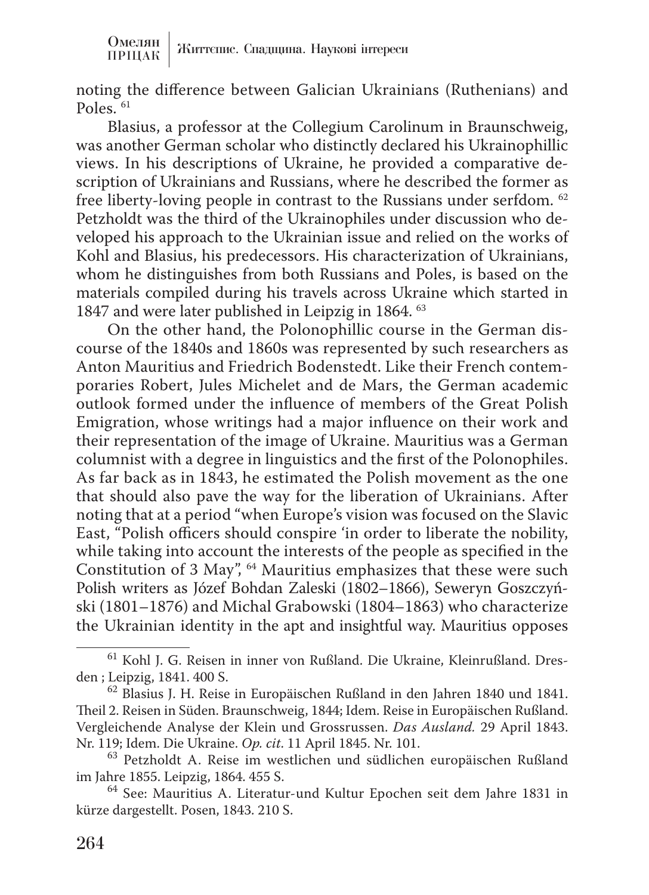noting the difference between Galician Ukrainians (Ruthenians) and Poles. [61]

Blasius, a professor at the Collegium Carolinum in Braunschweig, was another German scholar who distinctly declared his Ukrainophillic views. In his descriptions of Ukraine, he provided a comparative description of Ukrainians and Russians, where he described the former as free liberty-loving people in contrast to the Russians under serfdom. [62] Petzholdt was the third of the Ukrainophiles under discussion who developed his approach to the Ukrainian issue and relied on the works of Kohl and Blasius, his predecessors. His characterization of Ukrainians, whom he distinguishes from both Russians and Poles, is based on the materials compiled during his travels across Ukraine which started in 1847 and were later published in Leipzig in 1864. [63]

On the other hand, the Polonophillic course in the German discourse of the 1840s and 1860s was represented by such researchers as Anton Mauritius and Friedrich Bodenstedt. Like their French contemporaries Robert, Jules Michelet and de Mars, the German academic outlook formed under the influence of members of the Great Polish Emigration, whose writings had a major influence on their work and their representation of the image of Ukraine. Mauritius was a German columnist with a degree in linguistics and the first of the Polonophiles. As far back as in 1843, he estimated the Polish movement as the one that should also pave the way for the liberation of Ukrainians. After noting that at a period "when Europe's vision was focused on the Slavic East, "Polish officers should conspire 'in order to liberate the nobility, while taking into account the interests of the people as specified in the Constitution of 3 May", [64] Mauritius emphasizes that these were such Polish writers as Józef Bohdan Zaleski (1802–1866), Seweryn Goszczyński (1801–1876) and Michal Grabowski (1804–1863) who characterize the Ukrainian identity in the apt and insightful way. Mauritius opposes

---

[61] Kohl J. G. Reisen in inner von Rußland. Die Ukraine, Kleinrußland. Dresden ; Leipzig, 1841. 400 S.

[62] Blasius J. H. Reise in Europäischen Rußland in den Jahren 1840 und 1841. Theil 2. Reisen in Süden. Braunschweig, 1844; Idem. Reise in Europäischen Rußland. Vergleichende Analyse der Klein und Grossrussen. *Das Ausland.* 29 April 1843. Nr. 119; Idem. Die Ukraine. *Op. cit.* 11 April 1845. Nr. 101.

[63] Petzholdt A. Reise im westlichen und südlichen europäischen Rußland im Jahre 1855. Leipzig, 1864. 455 S.

[64] See: Mauritius A. Literatur-und Kultur Epochen seit dem Jahre 1831 in kürze dargestellt. Posen, 1843. 210 S.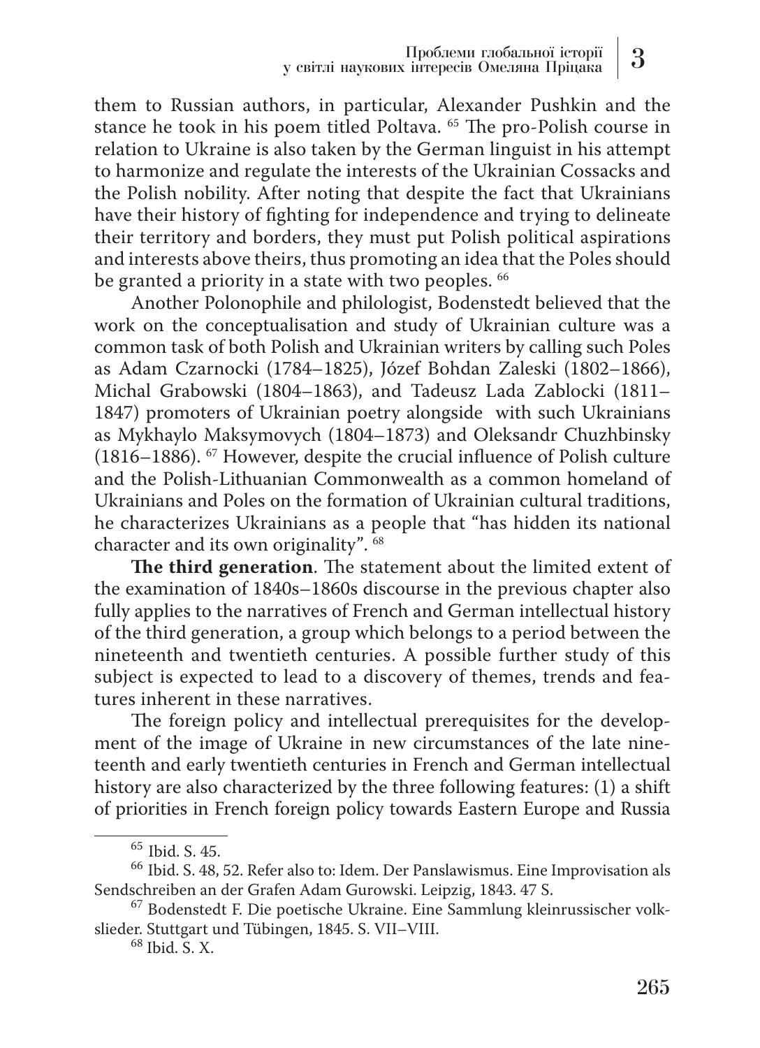them to Russian authors, in particular, Alexander Pushkin and the stance he took in his poem titled Poltava. [65] The pro-Polish course in relation to Ukraine is also taken by the German linguist in his attempt to harmonize and regulate the interests of the Ukrainian Cossacks and the Polish nobility. After noting that despite the fact that Ukrainians have their history of fighting for independence and trying to delineate their territory and borders, they must put Polish political aspirations and interests above theirs, thus promoting an idea that the Poles should be granted a priority in a state with two peoples. [66]

Another Polonophile and philologist, Bodenstedt believed that the work on the conceptualisation and study of Ukrainian culture was a common task of both Polish and Ukrainian writers by calling such Poles as Adam Czarnocki (1784–1825), Józef Bohdan Zaleski (1802–1866), Michal Grabowski (1804–1863), and Tadeusz Lada Zablocki (1811–1847) promoters of Ukrainian poetry alongside with such Ukrainians as Mykhaylo Maksymovych (1804–1873) and Oleksandr Chuzhbinsky (1816–1886). [67] However, despite the crucial influence of Polish culture and the Polish-Lithuanian Commonwealth as a common homeland of Ukrainians and Poles on the formation of Ukrainian cultural traditions, he characterizes Ukrainians as a people that "has hidden its national character and its own originality". [68]

**The third generation**. The statement about the limited extent of the examination of 1840s–1860s discourse in the previous chapter also fully applies to the narratives of French and German intellectual history of the third generation, a group which belongs to a period between the nineteenth and twentieth centuries. A possible further study of this subject is expected to lead to a discovery of themes, trends and features inherent in these narratives.

The foreign policy and intellectual prerequisites for the development of the image of Ukraine in new circumstances of the late nineteenth and early twentieth centuries in French and German intellectual history are also characterized by the three following features: (1) a shift of priorities in French foreign policy towards Eastern Europe and Russia

---

[65] Ibid. S. 45.

[66] Ibid. S. 48, 52. Refer also to: Idem. Der Panslawismus. Eine Improvisation als Sendschreiben an der Grafen Adam Gurowski. Leipzig, 1843. 47 S.

[67] Bodenstedt F. Die poetische Ukraine. Eine Sammlung kleinrussischer volkslieder. Stuttgart und Tübingen, 1845. S. VII–VIII.

[68] Ibid. S. X.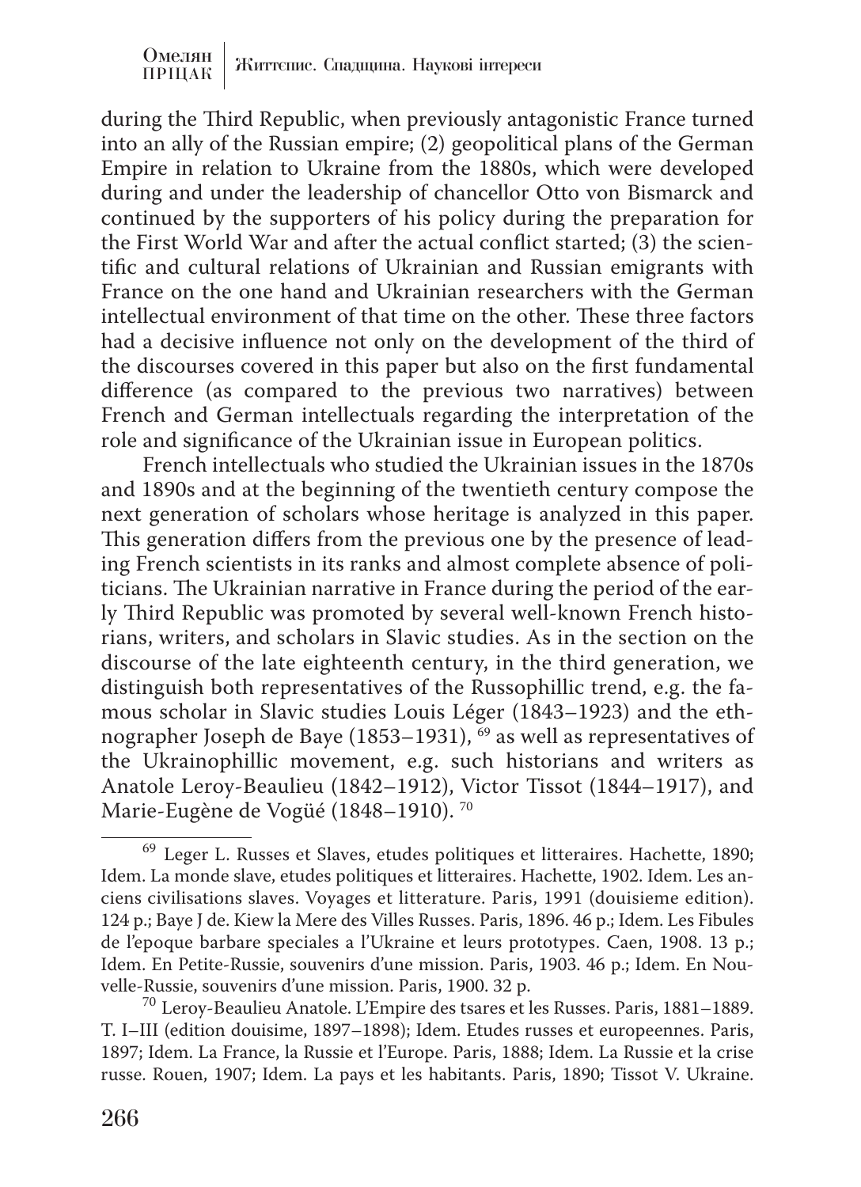during the Third Republic, when previously antagonistic France turned into an ally of the Russian empire; (2) geopolitical plans of the German Empire in relation to Ukraine from the 1880s, which were developed during and under the leadership of chancellor Otto von Bismarck and continued by the supporters of his policy during the preparation for the First World War and after the actual conflict started; (3) the scientific and cultural relations of Ukrainian and Russian emigrants with France on the one hand and Ukrainian researchers with the German intellectual environment of that time on the other. These three factors had a decisive influence not only on the development of the third of the discourses covered in this paper but also on the first fundamental difference (as compared to the previous two narratives) between French and German intellectuals regarding the interpretation of the role and significance of the Ukrainian issue in European politics.

French intellectuals who studied the Ukrainian issues in the 1870s and 1890s and at the beginning of the twentieth century compose the next generation of scholars whose heritage is analyzed in this paper. This generation differs from the previous one by the presence of leading French scientists in its ranks and almost complete absence of politicians. The Ukrainian narrative in France during the period of the early Third Republic was promoted by several well-known French historians, writers, and scholars in Slavic studies. As in the section on the discourse of the late eighteenth century, in the third generation, we distinguish both representatives of the Russophillic trend, e.g. the famous scholar in Slavic studies Louis Léger (1843–1923) and the ethnographer Joseph de Baye (1853–1931), [69] as well as representatives of the Ukrainophillic movement, e.g. such historians and writers as Anatole Leroy-Beaulieu (1842–1912), Victor Tissot (1844–1917), and Marie-Eugène de Vogüé (1848–1910). [70]

---

[69] Leger L. Russes et Slaves, etudes politiques et litteraires. Hachette, 1890; Idem. La monde slave, etudes politiques et litteraires. Hachette, 1902. Idem. Les anciens civilisations slaves. Voyages et litterature. Paris, 1991 (douisieme edition). 124 p.; Baye J de. Kiew la Mere des Villes Russes. Paris, 1896. 46 p.; Idem. Les Fibules de l'epoque barbare speciales a l'Ukraine et leurs prototypes. Caen, 1908. 13 p.; Idem. En Petite-Russie, souvenirs d'une mission. Paris, 1903. 46 p.; Idem. En Nouvelle-Russie, souvenirs d'une mission. Paris, 1900. 32 p.

[70] Leroy-Beaulieu Anatole. L'Empire des tsares et les Russes. Paris, 1881–1889. T. I–III (edition douisime, 1897–1898); Idem. Etudes russes et europeennes. Paris, 1897; Idem. La France, la Russie et l'Europe. Paris, 1888; Idem. La Russie et la crise russe. Rouen, 1907; Idem. La pays et les habitants. Paris, 1890; Tissot V. Ukraine.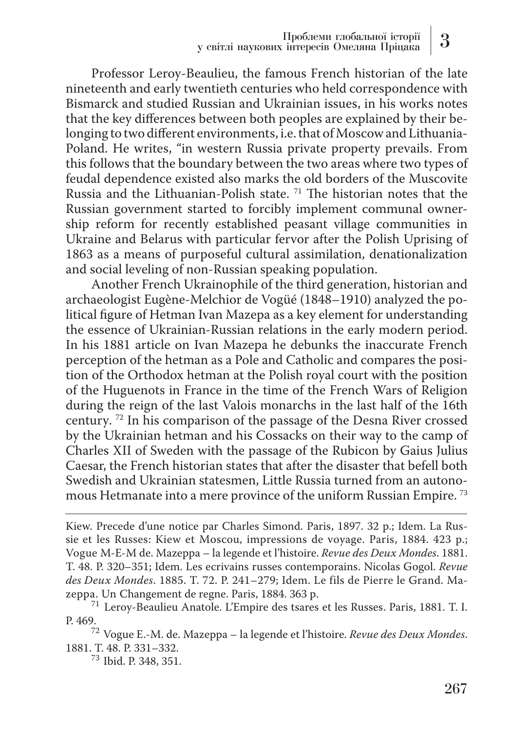Professor Leroy-Beaulieu, the famous French historian of the late nineteenth and early twentieth centuries who held correspondence with Bismarck and studied Russian and Ukrainian issues, in his works notes that the key differences between both peoples are explained by their belonging to two different environments, i.e. that of Moscow and Lithuania-Poland. He writes, "in western Russia private property prevails. From this follows that the boundary between the two areas where two types of feudal dependence existed also marks the old borders of the Muscovite Russia and the Lithuanian-Polish state. [71] The historian notes that the Russian government started to forcibly implement communal ownership reform for recently established peasant village communities in Ukraine and Belarus with particular fervor after the Polish Uprising of 1863 as a means of purposeful cultural assimilation, denationalization and social leveling of non-Russian speaking population.

Another French Ukrainophile of the third generation, historian and archaeologist Eugène-Melchior de Vogüé (1848–1910) analyzed the political figure of Hetman Ivan Mazepa as a key element for understanding the essence of Ukrainian-Russian relations in the early modern period. In his 1881 article on Ivan Mazepa he debunks the inaccurate French perception of the hetman as a Pole and Catholic and compares the position of the Orthodox hetman at the Polish royal court with the position of the Huguenots in France in the time of the French Wars of Religion during the reign of the last Valois monarchs in the last half of the 16th century. [72] In his comparison of the passage of the Desna River crossed by the Ukrainian hetman and his Cossacks on their way to the camp of Charles XII of Sweden with the passage of the Rubicon by Gaius Julius Caesar, the French historian states that after the disaster that befell both Swedish and Ukrainian statesmen, Little Russia turned from an autonomous Hetmanate into a mere province of the uniform Russian Empire. [73]

---

Kiew. Precede d'une notice par Charles Simond. Paris, 1897. 32 p.; Idem. La Russie et les Russes: Kiew et Moscou, impressions de voyage. Paris, 1884. 423 p.; Vogue M-E-M de. Mazeppa – la legende et l'histoire. *Revue des Deux Mondes*. 1881. T. 48. P. 320–351; Idem. Les ecrivains russes contemporains. Nicolas Gogol. *Revue des Deux Mondes*. 1885. T. 72. P. 241–279; Idem. Le fils de Pierre le Grand. Mazeppa. Un Changement de regne. Paris, 1884. 363 p.

[71] Leroy-Beaulieu Anatole. L'Empire des tsares et les Russes. Paris, 1881. T. I. P. 469.

[72] Vogue E.-M. de. Mazeppa – la legende et l'histoire. *Revue des Deux Mondes*. 1881. T. 48. P. 331–332.

[73] Ibid. P. 348, 351.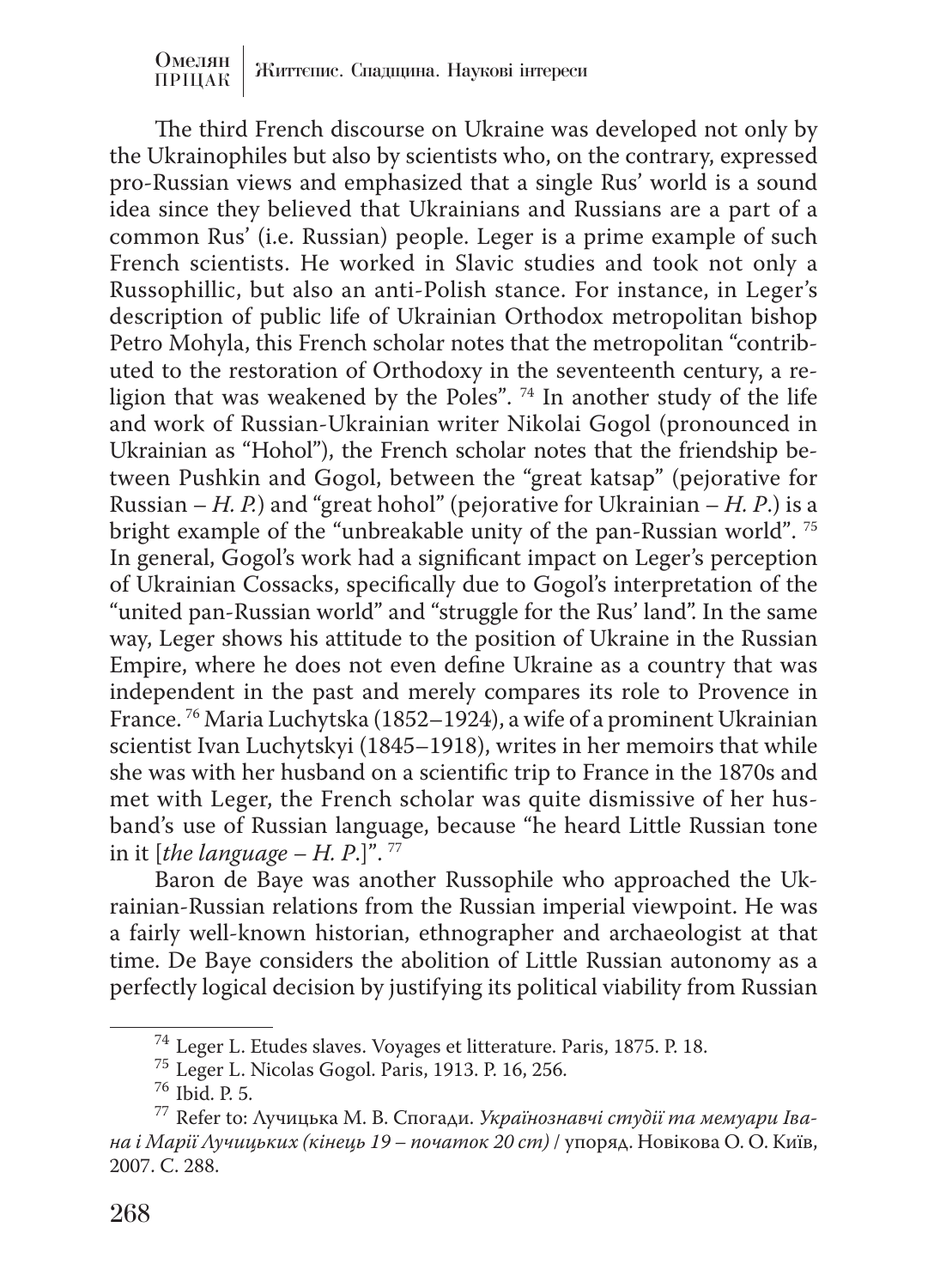The third French discourse on Ukraine was developed not only by the Ukrainophiles but also by scientists who, on the contrary, expressed pro-Russian views and emphasized that a single Rus' world is a sound idea since they believed that Ukrainians and Russians are a part of a common Rus' (i.e. Russian) people. Leger is a prime example of such French scientists. He worked in Slavic studies and took not only a Russophillic, but also an anti-Polish stance. For instance, in Leger's description of public life of Ukrainian Orthodox metropolitan bishop Petro Mohyla, this French scholar notes that the metropolitan "contributed to the restoration of Orthodoxy in the seventeenth century, a religion that was weakened by the Poles". [74] In another study of the life and work of Russian-Ukrainian writer Nikolai Gogol (pronounced in Ukrainian as "Hohol"), the French scholar notes that the friendship between Pushkin and Gogol, between the "great katsap" (pejorative for Russian – *H. P.*) and "great hohol" (pejorative for Ukrainian – *H. P.*) is a bright example of the "unbreakable unity of the pan-Russian world". [75] In general, Gogol's work had a significant impact on Leger's perception of Ukrainian Cossacks, specifically due to Gogol's interpretation of the "united pan-Russian world" and "struggle for the Rus' land". In the same way, Leger shows his attitude to the position of Ukraine in the Russian Empire, where he does not even define Ukraine as a country that was independent in the past and merely compares its role to Provence in France. [76] Maria Luchytska (1852–1924), a wife of a prominent Ukrainian scientist Ivan Luchytskyi (1845–1918), writes in her memoirs that while she was with her husband on a scientific trip to France in the 1870s and met with Leger, the French scholar was quite dismissive of her husband's use of Russian language, because "he heard Little Russian tone in it [*the language – H. P.*]". [77]

Baron de Baye was another Russophile who approached the Ukrainian-Russian relations from the Russian imperial viewpoint. He was a fairly well-known historian, ethnographer and archaeologist at that time. De Baye considers the abolition of Little Russian autonomy as a perfectly logical decision by justifying its political viability from Russian

---

[74] Leger L. Etudes slaves. Voyages et litterature. Paris, 1875. P. 18.

[75] Leger L. Nicolas Gogol. Paris, 1913. P. 16, 256.

[76] Ibid. P. 5.

[77] Refer to: Лучицька М. В. Спогади. *Українознавчі студії та мемуари Івана і Марії Лучицьких (кінець 19 – початок 20 ст)* / упоряд. Новікова О. О. Київ, 2007. С. 288.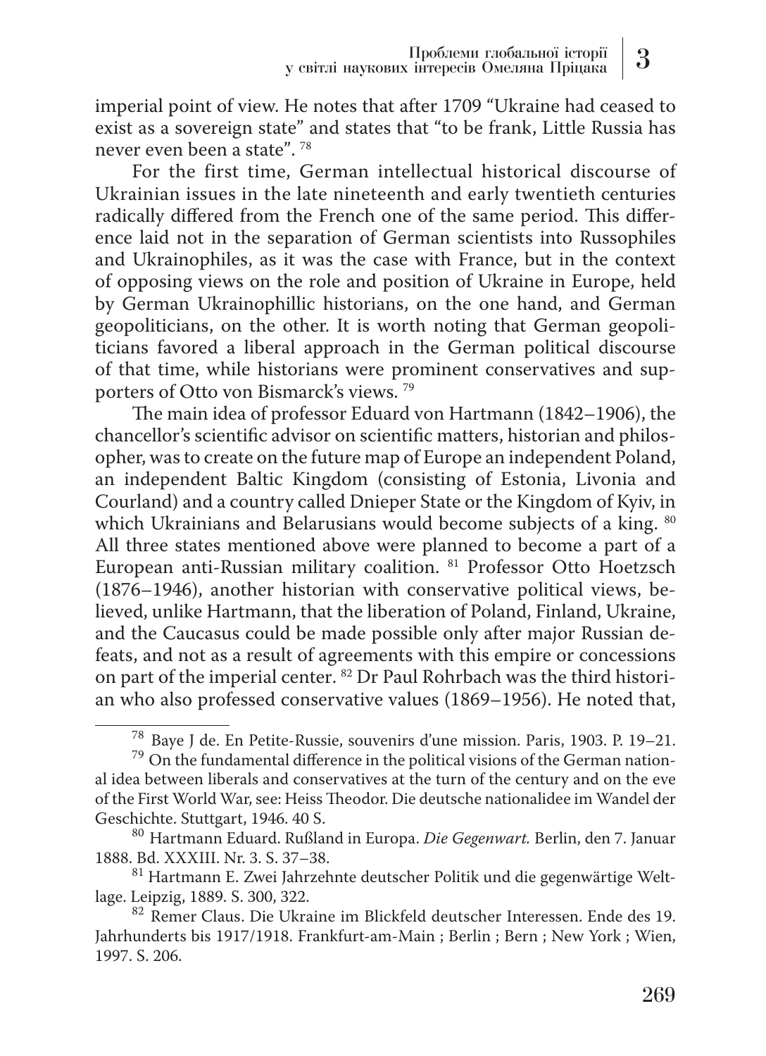imperial point of view. He notes that after 1709 "Ukraine had ceased to exist as a sovereign state" and states that "to be frank, Little Russia has never even been a state". [78]

For the first time, German intellectual historical discourse of Ukrainian issues in the late nineteenth and early twentieth centuries radically differed from the French one of the same period. This difference laid not in the separation of German scientists into Russophiles and Ukrainophiles, as it was the case with France, but in the context of opposing views on the role and position of Ukraine in Europe, held by German Ukrainophillic historians, on the one hand, and German geopoliticians, on the other. It is worth noting that German geopoliticians favored a liberal approach in the German political discourse of that time, while historians were prominent conservatives and supporters of Otto von Bismarck's views. [79]

The main idea of professor Eduard von Hartmann (1842–1906), the chancellor's scientific advisor on scientific matters, historian and philosopher, was to create on the future map of Europe an independent Poland, an independent Baltic Kingdom (consisting of Estonia, Livonia and Courland) and a country called Dnieper State or the Kingdom of Kyiv, in which Ukrainians and Belarusians would become subjects of a king. [80] All three states mentioned above were planned to become a part of a European anti-Russian military coalition. [81] Professor Otto Hoetzsch (1876–1946), another historian with conservative political views, believed, unlike Hartmann, that the liberation of Poland, Finland, Ukraine, and the Caucasus could be made possible only after major Russian defeats, and not as a result of agreements with this empire or concessions on part of the imperial center. [82] Dr Paul Rohrbach was the third historian who also professed conservative values (1869–1956). He noted that,

---

[78] Baye J de. En Petite-Russie, souvenirs d'une mission. Paris, 1903. P. 19–21.

[79] On the fundamental difference in the political visions of the German national idea between liberals and conservatives at the turn of the century and on the eve of the First World War, see: Heiss Theodor. Die deutsche nationalidee im Wandel der Geschichte. Stuttgart, 1946. 40 S.

[80] Hartmann Eduard. Rußland in Europa. *Die Gegenwart.* Berlin, den 7. Januar 1888. Bd. XXXIII. Nr. 3. S. 37–38.

[81] Hartmann E. Zwei Jahrzehnte deutscher Politik und die gegenwärtige Weltlage. Leipzig, 1889. S. 300, 322.

[82] Remer Claus. Die Ukraine im Blickfeld deutscher Interessen. Ende des 19. Jahrhunderts bis 1917/1918. Frankfurt-am-Main ; Berlin ; Bern ; New York ; Wien, 1997. S. 206.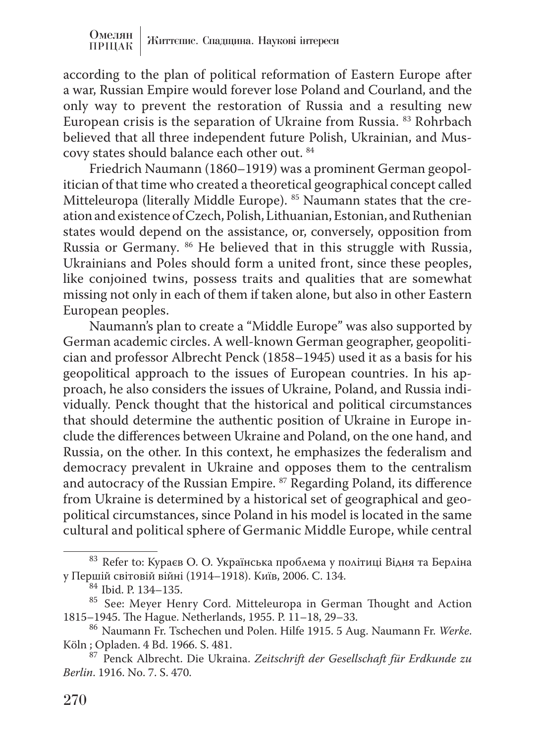according to the plan of political reformation of Eastern Europe after a war, Russian Empire would forever lose Poland and Courland, and the only way to prevent the restoration of Russia and a resulting new European crisis is the separation of Ukraine from Russia. [83] Rohrbach believed that all three independent future Polish, Ukrainian, and Muscovy states should balance each other out. [84]

Friedrich Naumann (1860–1919) was a prominent German geopolitician of that time who created a theoretical geographical concept called Mitteleuropa (literally Middle Europe). [85] Naumann states that the creation and existence of Czech, Polish, Lithuanian, Estonian, and Ruthenian states would depend on the assistance, or, conversely, opposition from Russia or Germany. [86] He believed that in this struggle with Russia, Ukrainians and Poles should form a united front, since these peoples, like conjoined twins, possess traits and qualities that are somewhat missing not only in each of them if taken alone, but also in other Eastern European peoples.

Naumann's plan to create a "Middle Europe" was also supported by German academic circles. A well-known German geographer, geopolitician and professor Albrecht Penck (1858–1945) used it as a basis for his geopolitical approach to the issues of European countries. In his approach, he also considers the issues of Ukraine, Poland, and Russia individually. Penck thought that the historical and political circumstances that should determine the authentic position of Ukraine in Europe include the differences between Ukraine and Poland, on the one hand, and Russia, on the other. In this context, he emphasizes the federalism and democracy prevalent in Ukraine and opposes them to the centralism and autocracy of the Russian Empire. [87] Regarding Poland, its difference from Ukraine is determined by a historical set of geographical and geopolitical circumstances, since Poland in his model is located in the same cultural and political sphere of Germanic Middle Europe, while central

---

[83] Refer to: Кураєв О. О. Українська проблема у політиці Відня та Берліна у Першій світовій війні (1914–1918). Київ, 2006. С. 134.

[84] Ibid. P. 134–135.

[85] See: Meyer Henry Cord. Mitteleuropa in German Thought and Action 1815–1945. The Hague. Netherlands, 1955. P. 11–18, 29–33.

[86] Naumann Fr. Tschechen und Polen. Hilfe 1915. 5 Aug. Naumann Fr. *Werke*. Köln ; Opladen. 4 Bd. 1966. S. 481.

[87] Penck Albrecht. Die Ukraina. *Zeitschrift der Gesellschaft für Erdkunde zu Berlin*. 1916. No. 7. S. 470.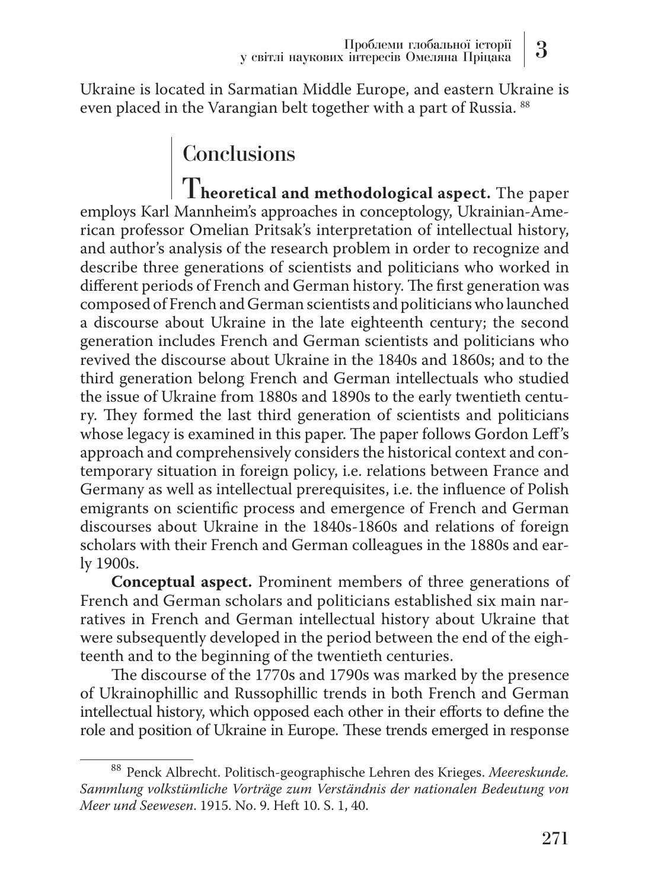Ukraine is located in Sarmatian Middle Europe, and eastern Ukraine is even placed in the Varangian belt together with a part of Russia. [88]

## Conclusions

**Theoretical and methodological aspect.** The paper employs Karl Mannheim's approaches in conceptology, Ukrainian-American professor Omelian Pritsak's interpretation of intellectual history, and author's analysis of the research problem in order to recognize and describe three generations of scientists and politicians who worked in different periods of French and German history. The first generation was composed of French and German scientists and politicians who launched a discourse about Ukraine in the late eighteenth century; the second generation includes French and German scientists and politicians who revived the discourse about Ukraine in the 1840s and 1860s; and to the third generation belong French and German intellectuals who studied the issue of Ukraine from 1880s and 1890s to the early twentieth century. They formed the last third generation of scientists and politicians whose legacy is examined in this paper. The paper follows Gordon Leff's approach and comprehensively considers the historical context and contemporary situation in foreign policy, i.e. relations between France and Germany as well as intellectual prerequisites, i.e. the influence of Polish emigrants on scientific process and emergence of French and German discourses about Ukraine in the 1840s-1860s and relations of foreign scholars with their French and German colleagues in the 1880s and early 1900s.

**Conceptual aspect.** Prominent members of three generations of French and German scholars and politicians established six main narratives in French and German intellectual history about Ukraine that were subsequently developed in the period between the end of the eighteenth and to the beginning of the twentieth centuries.

The discourse of the 1770s and 1790s was marked by the presence of Ukrainophillic and Russophillic trends in both French and German intellectual history, which opposed each other in their efforts to define the role and position of Ukraine in Europe. These trends emerged in response

---

[88] Penck Albrecht. Politisch-geographische Lehren des Krieges. *Meereskunde. Sammlung volkstümliche Vorträge zum Verständnis der nationalen Bedeutung von Meer und Seewesen*. 1915. No. 9. Heft 10. S. 1, 40.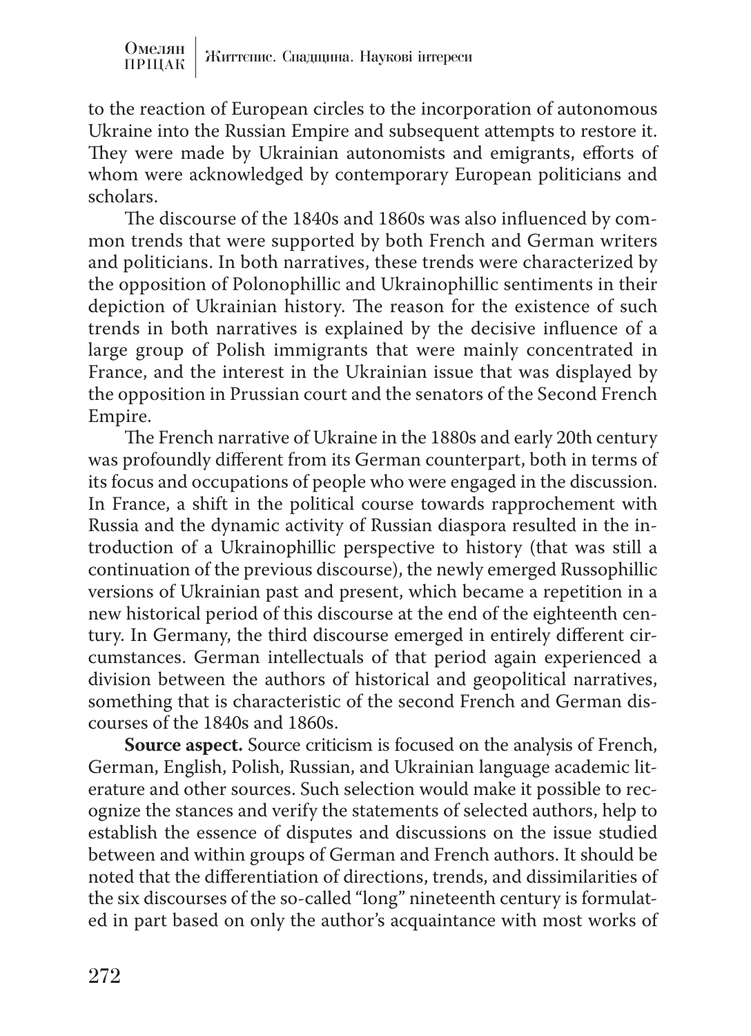to the reaction of European circles to the incorporation of autonomous Ukraine into the Russian Empire and subsequent attempts to restore it. They were made by Ukrainian autonomists and emigrants, efforts of whom were acknowledged by contemporary European politicians and scholars.

The discourse of the 1840s and 1860s was also influenced by common trends that were supported by both French and German writers and politicians. In both narratives, these trends were characterized by the opposition of Polonophillic and Ukrainophillic sentiments in their depiction of Ukrainian history. The reason for the existence of such trends in both narratives is explained by the decisive influence of a large group of Polish immigrants that were mainly concentrated in France, and the interest in the Ukrainian issue that was displayed by the opposition in Prussian court and the senators of the Second French Empire.

The French narrative of Ukraine in the 1880s and early 20th century was profoundly different from its German counterpart, both in terms of its focus and occupations of people who were engaged in the discussion. In France, a shift in the political course towards rapprochement with Russia and the dynamic activity of Russian diaspora resulted in the introduction of a Ukrainophillic perspective to history (that was still a continuation of the previous discourse), the newly emerged Russophillic versions of Ukrainian past and present, which became a repetition in a new historical period of this discourse at the end of the eighteenth century. In Germany, the third discourse emerged in entirely different circumstances. German intellectuals of that period again experienced a division between the authors of historical and geopolitical narratives, something that is characteristic of the second French and German discourses of the 1840s and 1860s.

**Source aspect.** Source criticism is focused on the analysis of French, German, English, Polish, Russian, and Ukrainian language academic literature and other sources. Such selection would make it possible to recognize the stances and verify the statements of selected authors, help to establish the essence of disputes and discussions on the issue studied between and within groups of German and French authors. It should be noted that the differentiation of directions, trends, and dissimilarities of the six discourses of the so-called "long" nineteenth century is formulated in part based on only the author's acquaintance with most works of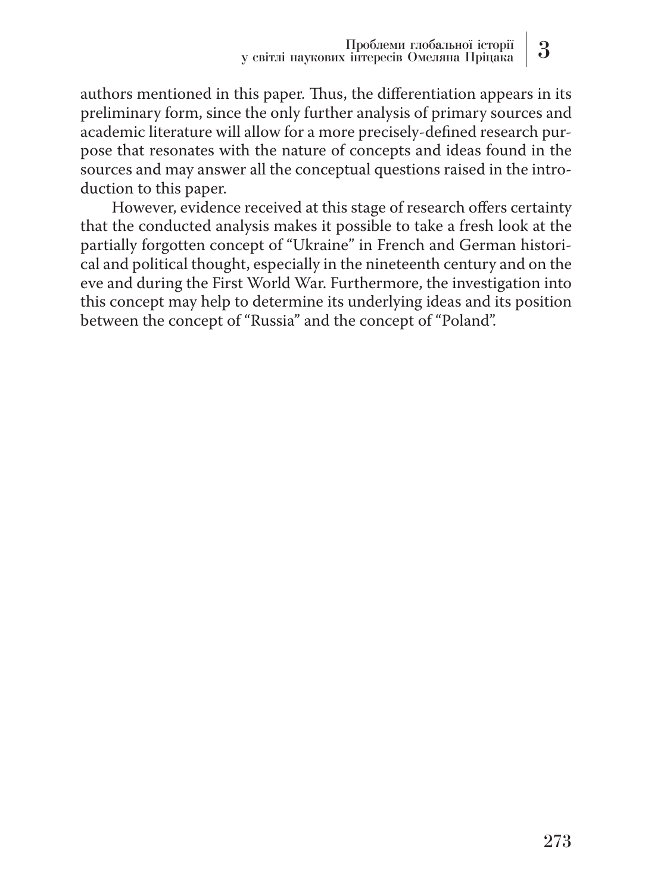authors mentioned in this paper. Thus, the differentiation appears in its preliminary form, since the only further analysis of primary sources and academic literature will allow for a more precisely-defined research purpose that resonates with the nature of concepts and ideas found in the sources and may answer all the conceptual questions raised in the introduction to this paper.

However, evidence received at this stage of research offers certainty that the conducted analysis makes it possible to take a fresh look at the partially forgotten concept of "Ukraine" in French and German historical and political thought, especially in the nineteenth century and on the eve and during the First World War. Furthermore, the investigation into this concept may help to determine its underlying ideas and its position between the concept of "Russia" and the concept of "Poland".